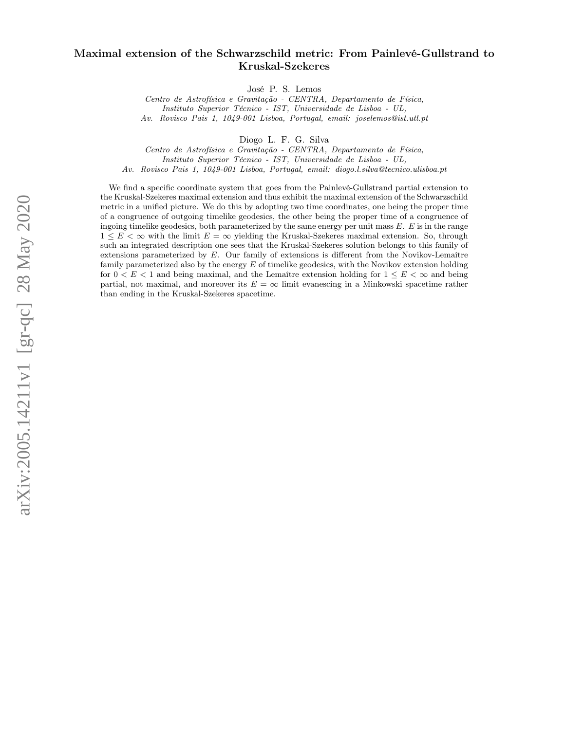# Maximal extension of the Schwarzschild metric: From Painlevé-Gullstrand to Kruskal-Szekeres

José P. S. Lemos

*Centro de Astrofísica e Gravitação - CENTRA, Departamento de Física, Instituto Superior Técnico - IST, Universidade de Lisboa - UL, Av. Rovisco Pais 1, 1049-001 Lisboa, Portugal, email: joselemos@ist.utl.pt*

Diogo L. F. G. Silva

*Centro de Astrofísica e Gravitação - CENTRA, Departamento de Física, Instituto Superior Técnico - IST, Universidade de Lisboa - UL, Av. Rovisco Pais 1, 1049-001 Lisboa, Portugal, email: diogo.l.silva@tecnico.ulisboa.pt*

We find a specific coordinate system that goes from the Painlevé-Gullstrand partial extension to the Kruskal-Szekeres maximal extension and thus exhibit the maximal extension of the Schwarzschild metric in a unified picture. We do this by adopting two time coordinates, one being the proper time of a congruence of outgoing timelike geodesics, the other being the proper time of a congruence of ingoing timelike geodesics, both parameterized by the same energy per unit mass $E$. $E$ is in the range $1 \leq E < \infty$ with the limit $E = \infty$ yielding the Kruskal-Szekeres maximal extension. So, through such an integrated description one sees that the Kruskal-Szekeres solution belongs to this family of extensions parameterized by $E$. Our family of extensions is different from the Novikov-Lemaître family parameterized also by the energy $E$ of timelike geodesics, with the Novikov extension holding for $0 < E < 1$ and being maximal, and the Lemaître extension holding for $1 \leq E < \infty$ and being partial, not maximal, and moreover its $E = \infty$ limit evanescing in a Minkowski spacetime rather than ending in the Kruskal-Szekeres spacetime.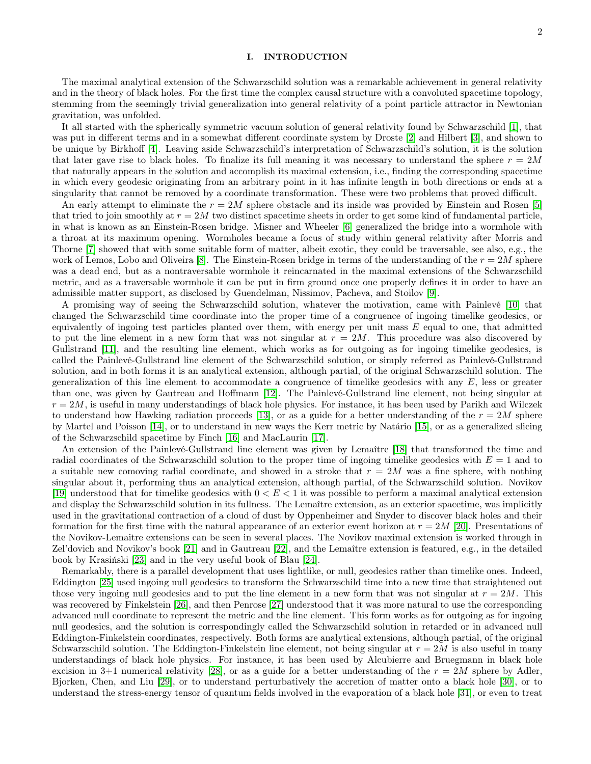## I. INTRODUCTION

The maximal analytical extension of the Schwarzschild solution was a remarkable achievement in general relativity and in the theory of black holes. For the first time the complex causal structure with a convoluted spacetime topology, stemming from the seemingly trivial generalization into general relativity of a point particle attractor in Newtonian gravitation, was unfolded.

It all started with the spherically symmetric vacuum solution of general relativity found by Schwarzschild [1], that was put in different terms and in a somewhat different coordinate system by Droste [2] and Hilbert [3], and shown to be unique by Birkhoff [4]. Leaving aside Schwarzschild's interpretation of Schwarzschild's solution, it is the solution that later gave rise to black holes. To finalize its full meaning it was necessary to understand the sphere $r = 2M$ that naturally appears in the solution and accomplish its maximal extension, i.e., finding the corresponding spacetime in which every geodesic originating from an arbitrary point in it has infinite length in both directions or ends at a singularity that cannot be removed by a coordinate transformation. These were two problems that proved difficult.

An early attempt to eliminate the $r = 2M$ sphere obstacle and its inside was provided by Einstein and Rosen [5] that tried to join smoothly at $r = 2M$ two distinct spacetime sheets in order to get some kind of fundamental particle, in what is known as an Einstein-Rosen bridge. Misner and Wheeler [6] generalized the bridge into a wormhole with a throat at its maximum opening. Wormholes became a focus of study within general relativity after Morris and Thorne [7] showed that with some suitable form of matter, albeit exotic, they could be traversable, see also, e.g., the work of Lemos, Lobo and Oliveira [8]. The Einstein-Rosen bridge in terms of the understanding of the $r = 2M$ sphere was a dead end, but as a nontraversable wormhole it reincarnated in the maximal extensions of the Schwarzschild metric, and as a traversable wormhole it can be put in firm ground once one properly defines it in order to have an admissible matter support, as disclosed by Guendelman, Nissimov, Pacheva, and Stoilov [9].

A promising way of seeing the Schwarzschild solution, whatever the motivation, came with Painlevé [10] that changed the Schwarzschild time coordinate into the proper time of a congruence of ingoing timelike geodesics, or equivalently of ingoing test particles planted over them, with energy per unit mass $E$ equal to one, that admitted to put the line element in a new form that was not singular at $r = 2M$. This procedure was also discovered by Gullstrand [11], and the resulting line element, which works as for outgoing as for ingoing timelike geodesics, is called the Painlevé-Gullstrand line element of the Schwarzschild solution, or simply referred as Painlevé-Gullstrand solution, and in both forms it is an analytical extension, although partial, of the original Schwarzschild solution. The generalization of this line element to accommodate a congruence of timelike geodesics with any $E$, less or greater than one, was given by Gautreau and Hoffmann [12]. The Painlevé-Gullstrand line element, not being singular at $r = 2M$, is useful in many understandings of black hole physics. For instance, it has been used by Parikh and Wilczek to understand how Hawking radiation proceeds [13], or as a guide for a better understanding of the $r = 2M$ sphere by Martel and Poisson [14], or to understand in new ways the Kerr metric by Natário [15], or as a generalized slicing of the Schwarzschild spacetime by Finch [16] and MacLaurin [17].

An extension of the Painlevé-Gullstrand line element was given by Lemaître [18] that transformed the time and radial coordinates of the Schwarzschild solution to the proper time of ingoing timelike geodesics with $E = 1$ and to a suitable new comoving radial coordinate, and showed in a stroke that $r = 2M$ was a fine sphere, with nothing singular about it, performing thus an analytical extension, although partial, of the Schwarzschild solution. Novikov [19] understood that for timelike geodesics with $0 < E < 1$ it was possible to perform a maximal analytical extension and display the Schwarzschild solution in its fullness. The Lemaître extension, as an exterior spacetime, was implicitly used in the gravitational contraction of a cloud of dust by Oppenheimer and Snyder to discover black holes and their formation for the first time with the natural appearance of an exterior event horizon at $r = 2M$ [20]. Presentations of the Novikov-Lemaitre extensions can be seen in several places. The Novikov maximal extension is worked through in Zel'dovich and Novikov's book [21] and in Gautreau [22], and the Lemaître extension is featured, e.g., in the detailed book by Krasiński [23] and in the very useful book of Blau [24].

Remarkably, there is a parallel development that uses lightlike, or null, geodesics rather than timelike ones. Indeed, Eddington [25] used ingoing null geodesics to transform the Schwarzschild time into a new time that straightened out those very ingoing null geodesics and to put the line element in a new form that was not singular at $r = 2M$. This was recovered by Finkelstein [26], and then Penrose [27] understood that it was more natural to use the corresponding advanced null coordinate to represent the metric and the line element. This form works as for outgoing as for ingoing null geodesics, and the solution is correspondingly called the Schwarzschild solution in retarded or in advanced null Eddington-Finkelstein coordinates, respectively. Both forms are analytical extensions, although partial, of the original Schwarzschild solution. The Eddington-Finkelstein line element, not being singular at $r = 2M$ is also useful in many understandings of black hole physics. For instance, it has been used by Alcubierre and Bruegmann in black hole excision in 3+1 numerical relativity [28], or as a guide for a better understanding of the $r = 2M$ sphere by Adler, Bjorken, Chen, and Liu [29], or to understand perturbatively the accretion of matter onto a black hole [30], or to understand the stress-energy tensor of quantum fields involved in the evaporation of a black hole [31], or even to treat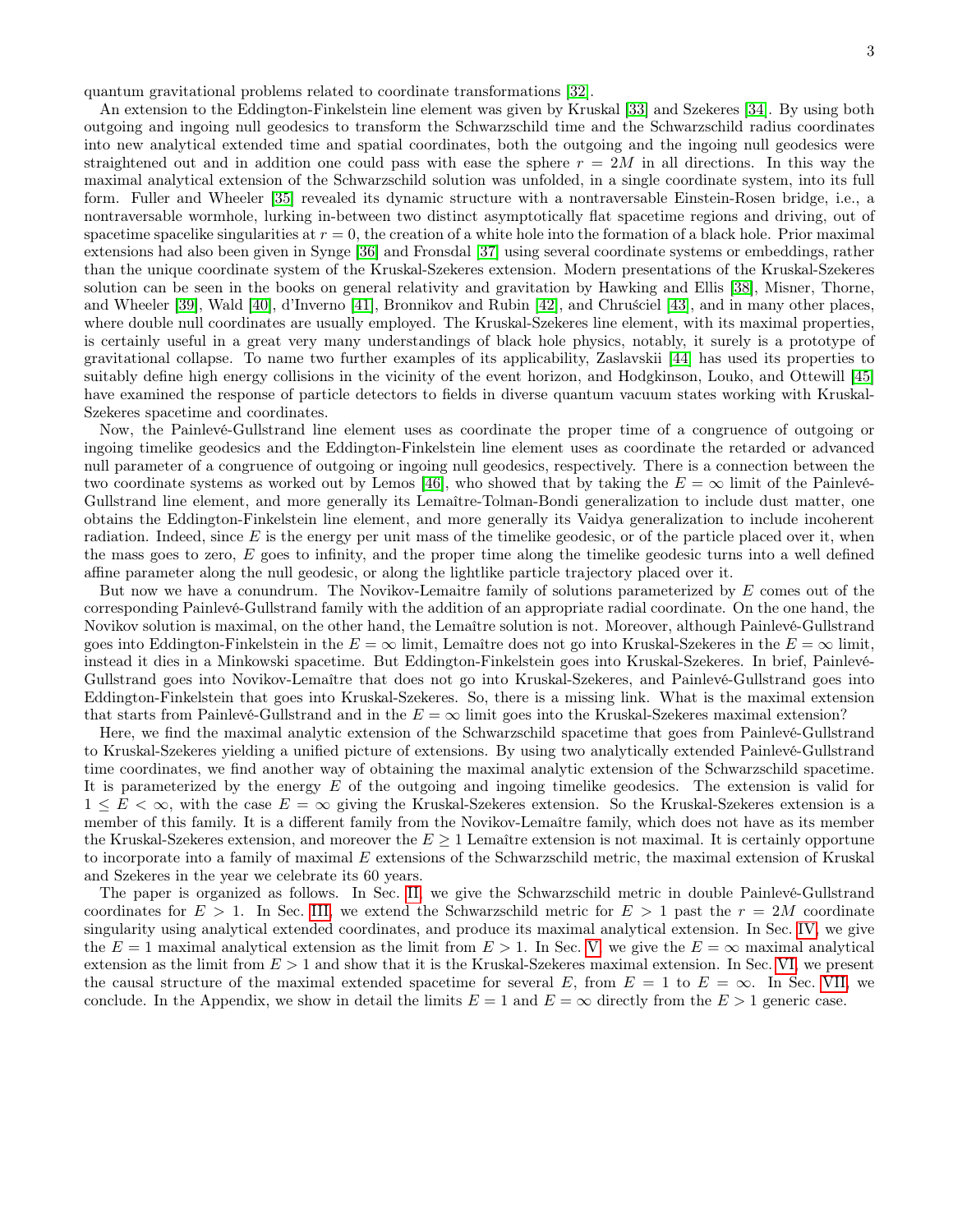quantum gravitational problems related to coordinate transformations [32].

An extension to the Eddington-Finkelstein line element was given by Kruskal [33] and Szekeres [34]. By using both outgoing and ingoing null geodesics to transform the Schwarzschild time and the Schwarzschild radius coordinates into new analytical extended time and spatial coordinates, both the outgoing and the ingoing null geodesics were straightened out and in addition one could pass with ease the sphere $r = 2M$ in all directions. In this way the maximal analytical extension of the Schwarzschild solution was unfolded, in a single coordinate system, into its full form. Fuller and Wheeler [35] revealed its dynamic structure with a nontraversable Einstein-Rosen bridge, i.e., a nontraversable wormhole, lurking in-between two distinct asymptotically flat spacetime regions and driving, out of spacetime spacelike singularities at $r = 0$, the creation of a white hole into the formation of a black hole. Prior maximal extensions had also been given in Synge [36] and Fronsdal [37] using several coordinate systems or embeddings, rather than the unique coordinate system of the Kruskal-Szekeres extension. Modern presentations of the Kruskal-Szekeres solution can be seen in the books on general relativity and gravitation by Hawking and Ellis [38], Misner, Thorne, and Wheeler [39], Wald [40], d'Inverno [41], Bronnikov and Rubin [42], and Chruściel [43], and in many other places, where double null coordinates are usually employed. The Kruskal-Szekeres line element, with its maximal properties, is certainly useful in a great very many understandings of black hole physics, notably, it surely is a prototype of gravitational collapse. To name two further examples of its applicability, Zaslavskii [44] has used its properties to suitably define high energy collisions in the vicinity of the event horizon, and Hodgkinson, Louko, and Ottewill [45] have examined the response of particle detectors to fields in diverse quantum vacuum states working with Kruskal-Szekeres spacetime and coordinates.

Now, the Painlevé-Gullstrand line element uses as coordinate the proper time of a congruence of outgoing or ingoing timelike geodesics and the Eddington-Finkelstein line element uses as coordinate the retarded or advanced null parameter of a congruence of outgoing or ingoing null geodesics, respectively. There is a connection between the two coordinate systems as worked out by Lemos [46], who showed that by taking the $E = \infty$ limit of the Painlevé-Gullstrand line element, and more generally its Lemaître-Tolman-Bondi generalization to include dust matter, one obtains the Eddington-Finkelstein line element, and more generally its Vaidya generalization to include incoherent radiation. Indeed, since $E$ is the energy per unit mass of the timelike geodesic, or of the particle placed over it, when the mass goes to zero, $E$ goes to infinity, and the proper time along the timelike geodesic turns into a well defined affine parameter along the null geodesic, or along the lightlike particle trajectory placed over it.

But now we have a conundrum. The Novikov-Lemaitre family of solutions parameterized by $E$ comes out of the corresponding Painlevé-Gullstrand family with the addition of an appropriate radial coordinate. On the one hand, the Novikov solution is maximal, on the other hand, the Lemaître solution is not. Moreover, although Painlevé-Gullstrand goes into Eddington-Finkelstein in the $E = \infty$ limit, Lemaître does not go into Kruskal-Szekeres in the $E = \infty$ limit, instead it dies in a Minkowski spacetime. But Eddington-Finkelstein goes into Kruskal-Szekeres. In brief, Painlevé-Gullstrand goes into Novikov-Lemaître that does not go into Kruskal-Szekeres, and Painlevé-Gullstrand goes into Eddington-Finkelstein that goes into Kruskal-Szekeres. So, there is a missing link. What is the maximal extension that starts from Painlevé-Gullstrand and in the $E = \infty$ limit goes into the Kruskal-Szekeres maximal extension?

Here, we find the maximal analytic extension of the Schwarzschild spacetime that goes from Painlevé-Gullstrand to Kruskal-Szekeres yielding a unified picture of extensions. By using two analytically extended Painlevé-Gullstrand time coordinates, we find another way of obtaining the maximal analytic extension of the Schwarzschild spacetime. It is parameterized by the energy $E$ of the outgoing and ingoing timelike geodesics. The extension is valid for $1 \leq E < \infty$, with the case $E = \infty$ giving the Kruskal-Szekeres extension. So the Kruskal-Szekeres extension is a member of this family. It is a different family from the Novikov-Lemaître family, which does not have as its member the Kruskal-Szekeres extension, and moreover the $E \geq 1$ Lemaître extension is not maximal. It is certainly opportune to incorporate into a family of maximal $E$ extensions of the Schwarzschild metric, the maximal extension of Kruskal and Szekeres in the year we celebrate its 60 years.

The paper is organized as follows. In Sec. II, we give the Schwarzschild metric in double Painlevé-Gullstrand coordinates for $E > 1$. In Sec. III, we extend the Schwarzschild metric for $E > 1$ past the $r = 2M$ coordinate singularity using analytical extended coordinates, and produce its maximal analytical extension. In Sec. IV, we give the $E = 1$ maximal analytical extension as the limit from $E > 1$. In Sec. V, we give the $E = \infty$ maximal analytical extension as the limit from $E > 1$ and show that it is the Kruskal-Szekeres maximal extension. In Sec. VI, we present the causal structure of the maximal extended spacetime for several $E$, from $E = 1$ to $E = \infty$. In Sec. VII, we conclude. In the Appendix, we show in detail the limits $E = 1$ and $E = \infty$ directly from the $E > 1$ generic case.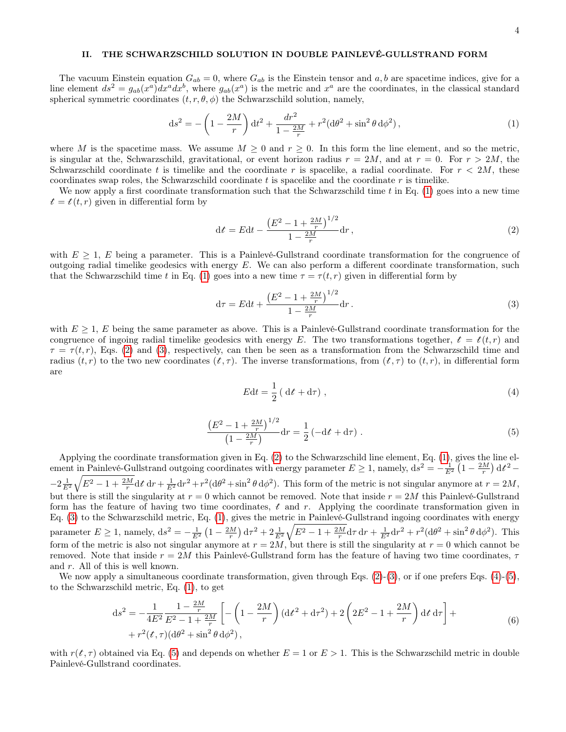## II. THE SCHWARZSCHILD SOLUTION IN DOUBLE PAINLEVÉ-GULLSTRAND FORM

The vacuum Einstein equation $G_{ab} = 0$, where $G_{ab}$ is the Einstein tensor and $a, b$ are spacetime indices, give for a line element $ds^2 = g_{ab}(x^a)dx^a dx^b$, where $g_{ab}(x^a)$ is the metric and $x^a$ are the coordinates, in the classical standard spherical symmetric coordinates $(t, r, \theta, \phi)$ the Schwarzschild solution, namely,

$$\mathrm{d}s^2 = -\left(1 - \frac{2M}{r}\right)\mathrm{d}t^2 + \frac{dr^2}{1 - \frac{2M}{r}} + r^2(\mathrm{d}\theta^2 + \sin^2\theta\,\mathrm{d}\phi^2)\,, \tag{1}$$

where $M$ is the spacetime mass. We assume $M \geq 0$ and $r \geq 0$. In this form the line element, and so the metric, is singular at the, Schwarzschild, gravitational, or event horizon radius $r = 2M$, and at $r = 0$. For $r > 2M$, the Schwarzschild coordinate $t$ is timelike and the coordinate $r$ is spacelike, a radial coordinate. For $r < 2M$, these coordinates swap roles, the Schwarzschild coordinate $t$ is spacelike and the coordinate $r$ is timelike.

We now apply a first coordinate transformation such that the Schwarzschild time $t$ in Eq. (1) goes into a new time $\not{t} = \not{t}(t, r)$ given in differential form by

$$\mathrm{d}\not{t} = E\mathrm{d}t - \frac{\left(E^2 - 1 + \frac{2M}{r}\right)^{1/2}}{1 - \frac{2M}{r}}\mathrm{d}r\,, \tag{2}$$

with $E \geq 1$, $E$ being a parameter. This is a Painlevé-Gullstrand coordinate transformation for the congruence of outgoing radial timelike geodesics with energy $E$. We can also perform a different coordinate transformation, such that the Schwarzschild time $t$ in Eq. (1) goes into a new time $\tau = \tau(t, r)$ given in differential form by

$$\mathrm{d}\tau = E\mathrm{d}t + \frac{\left(E^2 - 1 + \frac{2M}{r}\right)^{1/2}}{1 - \frac{2M}{r}}\mathrm{d}r\,. \tag{3}$$

with $E \geq 1$, $E$ being the same parameter as above. This is a Painlevé-Gullstrand coordinate transformation for the congruence of ingoing radial timelike geodesics with energy $E$. The two transformations together, $\not{t} = \not{t}(t, r)$ and $\tau = \tau(t, r)$, Eqs. (2) and (3), respectively, can then be seen as a transformation from the Schwarzschild time and radius $(t, r)$ to the two new coordinates $(\not{t}, \tau)$. The inverse transformations, from $(\not{t}, \tau)$ to $(t, r)$, in differential form are

$$E\mathrm{d}t = \frac{1}{2}\left(\,\mathrm{d}\not{t} + \mathrm{d}\tau\right)\,, \tag{4}$$

$$\frac{\left(E^2 - 1 + \frac{2M}{r}\right)^{1/2}}{\left(1 - \frac{2M}{r}\right)}\mathrm{d}r = \frac{1}{2}\left(-\mathrm{d}\not{t} + \mathrm{d}\tau\right)\,. \tag{5}$$

Applying the coordinate transformation given in Eq. (2) to the Schwarzschild line element, Eq. (1), gives the line element in Painlevé-Gullstrand outgoing coordinates with energy parameter $E \geq 1$, namely, $\mathrm{d}s^2 = -\frac{1}{E^2}\left(1 - \frac{2M}{r}\right)\mathrm{d}\not{t}^2 - 2\frac{1}{E^2}\sqrt{E^2 - 1 + \frac{2M}{r}}\mathrm{d}\not{t}\,\mathrm{d}r + \frac{1}{E^2}\mathrm{d}r^2 + r^2(\mathrm{d}\theta^2 + \sin^2\theta\,\mathrm{d}\phi^2)$. This form of the metric is not singular anymore at $r = 2M$, but there is still the singularity at $r = 0$ which cannot be removed. Note that inside $r = 2M$ this Painlevé-Gullstrand form has the feature of having two time coordinates, $\not{t}$ and $r$. Applying the coordinate transformation given in Eq. (3) to the Schwarzschild metric, Eq. (1), gives the metric in Painlevé-Gullstrand ingoing coordinates with energy parameter $E \geq 1$, namely, $\mathrm{d}s^2 = -\frac{1}{E^2}\left(1 - \frac{2M}{r}\right)\mathrm{d}\tau^2 + 2\frac{1}{E^2}\sqrt{E^2 - 1 + \frac{2M}{r}}\mathrm{d}\tau\,\mathrm{d}r + \frac{1}{E^2}\mathrm{d}r^2 + r^2(\mathrm{d}\theta^2 + \sin^2\theta\,\mathrm{d}\phi^2)$. This form of the metric is also not singular anymore at $r = 2M$, but there is still the singularity at $r = 0$ which cannot be removed. Note that inside $r = 2M$ this Painlevé-Gullstrand form has the feature of having two time coordinates, $\tau$ and $r$. All of this is well known.

We now apply a simultaneous coordinate transformation, given through Eqs. (2)-(3), or if one prefers Eqs. (4)-(5), to the Schwarzschild metric, Eq. (1), to get

$$\begin{aligned}\mathrm{d}s^2 = &-\frac{1}{4E^2}\frac{1 - \frac{2M}{r}}{E^2 - 1 + \frac{2M}{r}}\left[-\left(1 - \frac{2M}{r}\right)(\mathrm{d}\not{t}^2 + \mathrm{d}\tau^2) + 2\left(2E^2 - 1 + \frac{2M}{r}\right)\mathrm{d}\not{t}\,\mathrm{d}\tau\right] + \\ &+ r^2(\not{t}, \tau)(\mathrm{d}\theta^2 + \sin^2\theta\,\mathrm{d}\phi^2)\,,\end{aligned} \tag{6}$$

with $r(\not{t}, \tau)$ obtained via Eq. (5) and depends on whether $E = 1$ or $E > 1$. This is the Schwarzschild metric in double Painlevé-Gullstrand coordinates.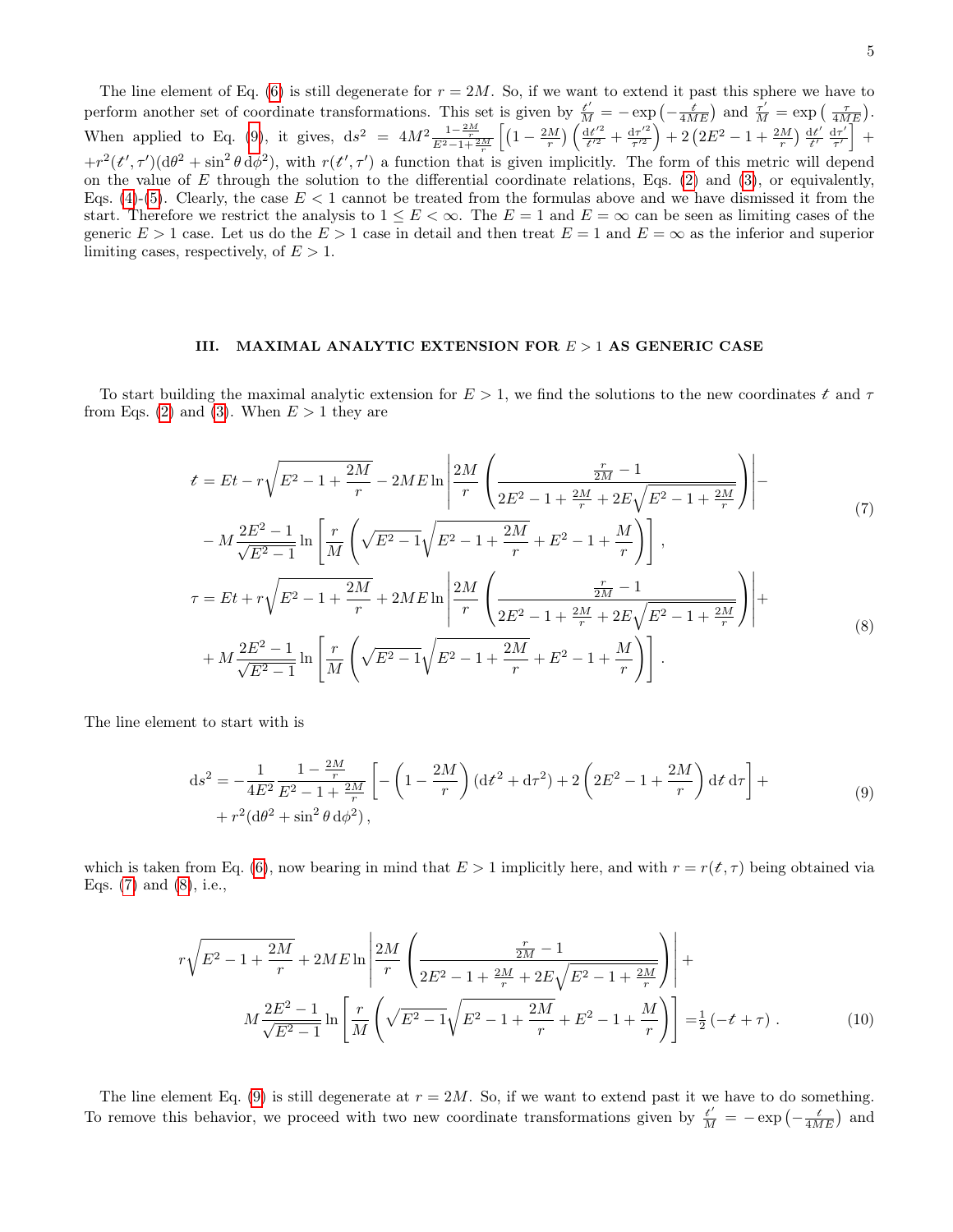The line element of Eq. (6) is still degenerate for $r = 2M$. So, if we want to extend it past this sphere we have to perform another set of coordinate transformations. This set is given by $\frac{t'}{M} = -\exp\left(-\frac{t}{4ME}\right)$ and $\frac{\tau'}{M} = \exp\left(\frac{\tau}{4ME}\right)$. When applied to Eq. (9), it gives, $\mathrm{d}s^2 = 4M^2 \frac{1-\frac{2M}{r}}{E^2-1+\frac{2M}{r}} \left[ \left(1-\frac{2M}{r}\right)\left(\frac{\mathrm{d}t'^2}{t'^2} + \frac{\mathrm{d}\tau'^2}{\tau'^2}\right) + 2\left(2E^2 - 1 + \frac{2M}{r}\right) \frac{\mathrm{d}t'}{t'}\frac{\mathrm{d}\tau'}{\tau'}\right] + r^2(t', \tau')(\mathrm{d}\theta^2 + \sin^2\theta\, \mathrm{d}\phi^2)$, with $r(t', \tau')$ a function that is given implicitly. The form of this metric will depend on the value of $E$ through the solution to the differential coordinate relations, Eqs. (2) and (3), or equivalently, Eqs. (4)-(5). Clearly, the case $E < 1$ cannot be treated from the formulas above and we have dismissed it from the start. Therefore we restrict the analysis to $1 \leq E < \infty$. The $E = 1$ and $E = \infty$ can be seen as limiting cases of the generic $E > 1$ case. Let us do the $E > 1$ case in detail and then treat $E = 1$ and $E = \infty$ as the inferior and superior limiting cases, respectively, of $E > 1$.

## III. MAXIMAL ANALYTIC EXTENSION FOR $E > 1$ AS GENERIC CASE

To start building the maximal analytic extension for $E > 1$, we find the solutions to the new coordinates $t$ and $\tau$ from Eqs. (2) and (3). When $E > 1$ they are

$$
\begin{aligned}
t = {} & Et - r\sqrt{E^2 - 1 + \frac{2M}{r}} - 2ME \ln\left| \frac{2M}{r}\left( \frac{\frac{r}{2M} - 1}{2E^2 - 1 + \frac{2M}{r} + 2E\sqrt{E^2 - 1 + \frac{2M}{r}}} \right) \right| - \\
& - M\frac{2E^2 - 1}{\sqrt{E^2 - 1}} \ln\left[ \frac{r}{M}\left( \sqrt{E^2 - 1}\sqrt{E^2 - 1 + \frac{2M}{r}} + E^2 - 1 + \frac{M}{r} \right) \right] ,
\end{aligned}
\tag{7}
$$

$$
\begin{aligned}
\tau = {} & Et + r\sqrt{E^2 - 1 + \frac{2M}{r}} + 2ME \ln\left| \frac{2M}{r}\left( \frac{\frac{r}{2M} - 1}{2E^2 - 1 + \frac{2M}{r} + 2E\sqrt{E^2 - 1 + \frac{2M}{r}}} \right) \right| + \\
& + M\frac{2E^2 - 1}{\sqrt{E^2 - 1}} \ln\left[ \frac{r}{M}\left( \sqrt{E^2 - 1}\sqrt{E^2 - 1 + \frac{2M}{r}} + E^2 - 1 + \frac{M}{r} \right) \right] .
\end{aligned}
\tag{8}
$$

The line element to start with is

$$
\begin{aligned}
\mathrm{d}s^2 = {} & -\frac{1}{4E^2}\frac{1 - \frac{2M}{r}}{E^2 - 1 + \frac{2M}{r}} \left[ -\left(1 - \frac{2M}{r}\right)(\mathrm{d}t^2 + \mathrm{d}\tau^2) + 2\left(2E^2 - 1 + \frac{2M}{r}\right)\mathrm{d}t\,\mathrm{d}\tau \right] + \\
& + r^2(\mathrm{d}\theta^2 + \sin^2\theta\,\mathrm{d}\phi^2) ,
\end{aligned}
\tag{9}
$$

which is taken from Eq. (6), now bearing in mind that $E > 1$ implicitly here, and with $r = r(t, \tau)$ being obtained via Eqs. (7) and (8), i.e.,

$$
\begin{aligned}
& r\sqrt{E^2 - 1 + \frac{2M}{r}} + 2ME \ln\left| \frac{2M}{r}\left( \frac{\frac{r}{2M} - 1}{2E^2 - 1 + \frac{2M}{r} + 2E\sqrt{E^2 - 1 + \frac{2M}{r}}} \right) \right| + \\
& \qquad M\frac{2E^2 - 1}{\sqrt{E^2 - 1}} \ln\left[ \frac{r}{M}\left( \sqrt{E^2 - 1}\sqrt{E^2 - 1 + \frac{2M}{r}} + E^2 - 1 + \frac{M}{r} \right) \right] = \tfrac{1}{2}\left(-t + \tau\right) .
\end{aligned}
\tag{10}
$$

The line element Eq. (9) is still degenerate at $r = 2M$. So, if we want to extend past it we have to do something. To remove this behavior, we proceed with two new coordinate transformations given by $\frac{t'}{M} = -\exp\left(-\frac{t}{4ME}\right)$ and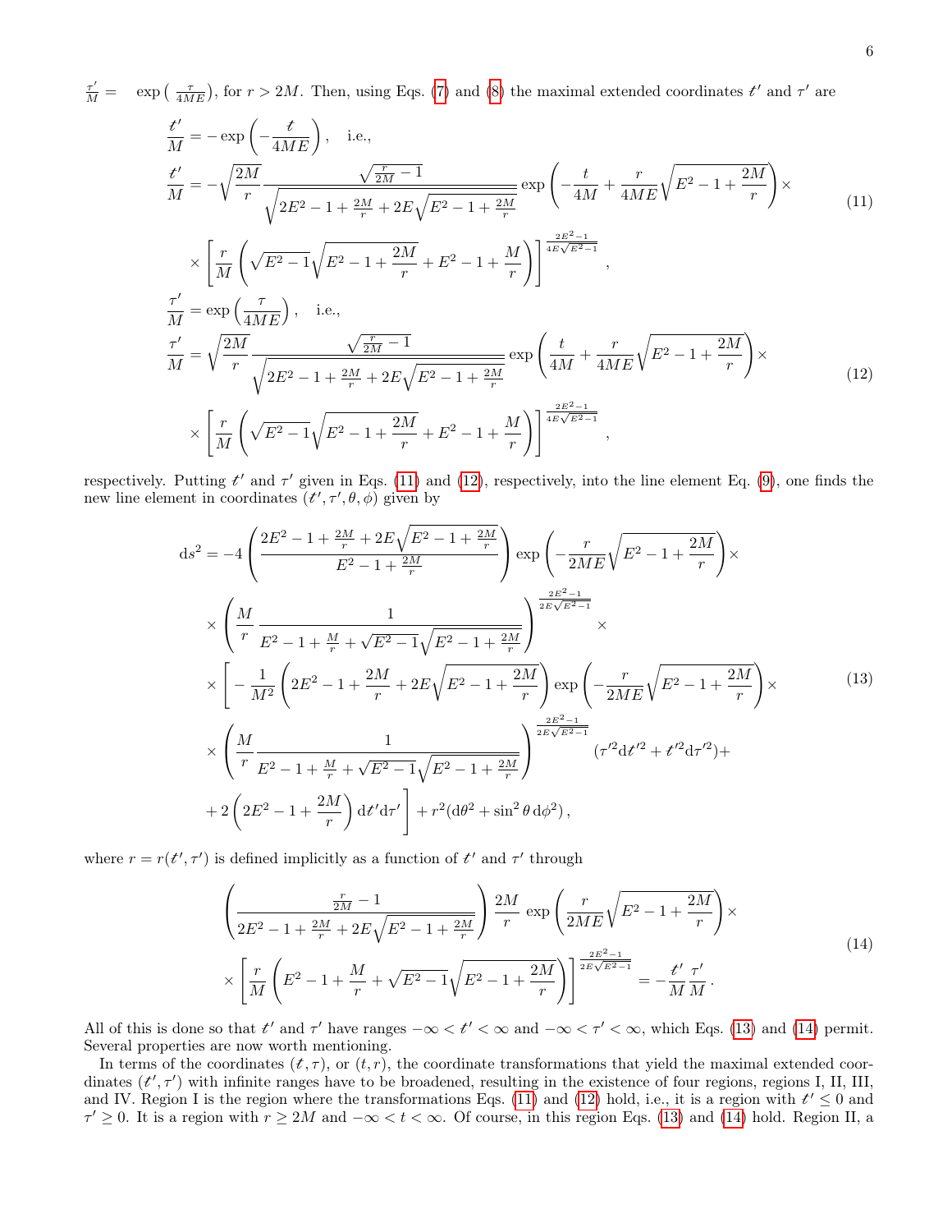$\frac{\tau'}{M} = \quad \exp\left(\frac{\tau}{4ME}\right)$, for $r > 2M$. Then, using Eqs. (7) and (8) the maximal extended coordinates $t'$ and $\tau'$ are

$$
\begin{aligned}
\frac{t'}{M} &= -\exp\left(-\frac{t}{4ME}\right), \quad \text{i.e.,} \\
\frac{t'}{M} &= -\sqrt{\frac{2M}{r}} \frac{\sqrt{\frac{r}{2M}-1}}{\sqrt{2E^2-1+\frac{2M}{r}+2E\sqrt{E^2-1+\frac{2M}{r}}}} \exp\left(-\frac{t}{4M}+\frac{r}{4ME}\sqrt{E^2-1+\frac{2M}{r}}\right)\times \\
&\quad \times \left[\frac{r}{M}\left(\sqrt{E^2-1}\sqrt{E^2-1+\frac{2M}{r}}+E^2-1+\frac{M}{r}\right)\right]^{\frac{2E^2-1}{4E\sqrt{E^2-1}}},
\end{aligned}
\tag{11}
$$

$$
\begin{aligned}
\frac{\tau'}{M} &= \exp\left(\frac{\tau}{4ME}\right), \quad \text{i.e.,} \\
\frac{\tau'}{M} &= \sqrt{\frac{2M}{r}} \frac{\sqrt{\frac{r}{2M}-1}}{\sqrt{2E^2-1+\frac{2M}{r}+2E\sqrt{E^2-1+\frac{2M}{r}}}} \exp\left(\frac{t}{4M}+\frac{r}{4ME}\sqrt{E^2-1+\frac{2M}{r}}\right)\times \\
&\quad \times \left[\frac{r}{M}\left(\sqrt{E^2-1}\sqrt{E^2-1+\frac{2M}{r}}+E^2-1+\frac{M}{r}\right)\right]^{\frac{2E^2-1}{4E\sqrt{E^2-1}}},
\end{aligned}
\tag{12}
$$

respectively. Putting $t'$ and $\tau'$ given in Eqs. (11) and (12), respectively, into the line element Eq. (9), one finds the new line element in coordinates $(t', \tau', \theta, \phi)$ given by

$$
\begin{aligned}
\mathrm{d}s^2 = &-4\left(\frac{2E^2-1+\frac{2M}{r}+2E\sqrt{E^2-1+\frac{2M}{r}}}{E^2-1+\frac{2M}{r}}\right)\exp\left(-\frac{r}{2ME}\sqrt{E^2-1+\frac{2M}{r}}\right)\times \\
&\times\left(\frac{M}{r}\frac{1}{E^2-1+\frac{M}{r}+\sqrt{E^2-1}\sqrt{E^2-1+\frac{2M}{r}}}\right)^{\frac{2E^2-1}{2E\sqrt{E^2-1}}}\times \\
&\times\Bigg[-\frac{1}{M^2}\left(2E^2-1+\frac{2M}{r}+2E\sqrt{E^2-1+\frac{2M}{r}}\right)\exp\left(-\frac{r}{2ME}\sqrt{E^2-1+\frac{2M}{r}}\right)\times \\
&\times\left(\frac{M}{r}\frac{1}{E^2-1+\frac{M}{r}+\sqrt{E^2-1}\sqrt{E^2-1+\frac{2M}{r}}}\right)^{\frac{2E^2-1}{2E\sqrt{E^2-1}}}(\tau'^2\mathrm{d}t'^2+t'^2\mathrm{d}\tau'^2)+ \\
&+2\left(2E^2-1+\frac{2M}{r}\right)\mathrm{d}t'\mathrm{d}\tau'\Bigg]+r^2(\mathrm{d}\theta^2+\sin^2\theta\,\mathrm{d}\phi^2),
\end{aligned}
\tag{13}
$$

where $r = r(t', \tau')$ is defined implicitly as a function of $t'$ and $\tau'$ through

$$
\begin{aligned}
&\left(\frac{\frac{r}{2M}-1}{2E^2-1+\frac{2M}{r}+2E\sqrt{E^2-1+\frac{2M}{r}}}\right)\frac{2M}{r}\exp\left(\frac{r}{2ME}\sqrt{E^2-1+\frac{2M}{r}}\right)\times \\
&\times\left[\frac{r}{M}\left(E^2-1+\frac{M}{r}+\sqrt{E^2-1}\sqrt{E^2-1+\frac{2M}{r}}\right)\right]^{\frac{2E^2-1}{2E\sqrt{E^2-1}}} = -\frac{t'}{M}\frac{\tau'}{M}.
\end{aligned}
\tag{14}
$$

All of this is done so that $t'$ and $\tau'$ have ranges $-\infty < t' < \infty$ and $-\infty < \tau' < \infty$, which Eqs. (13) and (14) permit. Several properties are now worth mentioning.

In terms of the coordinates $(t, \tau)$, or $(t, r)$, the coordinate transformations that yield the maximal extended coordinates $(t', \tau')$ with infinite ranges have to be broadened, resulting in the existence of four regions, regions I, II, III, and IV. Region I is the region where the transformations Eqs. (11) and (12) hold, i.e., it is a region with $t' \leq 0$ and $\tau' \geq 0$. It is a region with $r \geq 2M$ and $-\infty < t < \infty$. Of course, in this region Eqs. (13) and (14) hold. Region II, a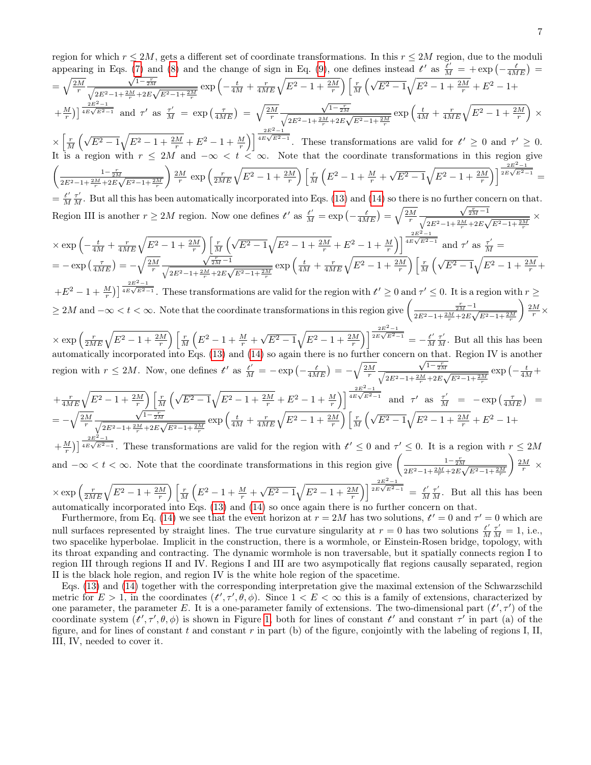region for which $r \leq 2M$, gets a different set of coordinate transformations. In this $r \leq 2M$ region, due to the moduli appearing in Eqs. (7) and (8) and the change of sign in Eq. (9), one defines instead $t'$ as $\frac{t'}{M} = +\exp\left(-\frac{t}{4ME}\right) = \sqrt{\frac{2M}{r}}\frac{\sqrt{1-\frac{r}{2M}}}{\sqrt{2E^2-1+\frac{2M}{r}+2E\sqrt{E^2-1+\frac{2M}{r}}}}\exp\left(-\frac{t}{4M}+\frac{r}{4ME}\sqrt{E^2-1+\frac{2M}{r}}\right)\left[\frac{r}{M}\left(\sqrt{E^2-1}\sqrt{E^2-1+\frac{2M}{r}}+E^2-1+\frac{M}{r}\right)\right]^{\frac{2E^2-1}{4E\sqrt{E^2-1}}}$ and $\tau'$ as $\frac{\tau'}{M} = \exp\left(\frac{\tau}{4ME}\right) = \sqrt{\frac{2M}{r}}\frac{\sqrt{1-\frac{r}{2M}}}{\sqrt{2E^2-1+\frac{2M}{r}+2E\sqrt{E^2-1+\frac{2M}{r}}}}\exp\left(\frac{t}{4M}+\frac{r}{4ME}\sqrt{E^2-1+\frac{2M}{r}}\right)\times\left[\frac{r}{M}\left(\sqrt{E^2-1}\sqrt{E^2-1+\frac{2M}{r}}+E^2-1+\frac{M}{r}\right)\right]^{\frac{2E^2-1}{4E\sqrt{E^2-1}}}$. These transformations are valid for $t' \geq 0$ and $\tau' \geq 0$. It is a region with $r \leq 2M$ and $-\infty < t < \infty$. Note that the coordinate transformations in this region give $\left(\frac{1-\frac{r}{2M}}{2E^2-1+\frac{2M}{r}+2E\sqrt{E^2-1+\frac{2M}{r}}}\right)\frac{2M}{r}\exp\left(\frac{r}{2ME}\sqrt{E^2-1+\frac{2M}{r}}\right)\left[\frac{r}{M}\left(E^2-1+\frac{M}{r}+\sqrt{E^2-1}\sqrt{E^2-1+\frac{2M}{r}}\right)\right]^{\frac{2E^2-1}{2E\sqrt{E^2-1}}} = \frac{t'}{M}\frac{\tau'}{M}$. But all this has been automatically incorporated into Eqs. (13) and (14) so there is no further concern on that. Region III is another $r \geq 2M$ region. Now one defines $t'$ as $\frac{t'}{M} = \exp\left(-\frac{t}{4ME}\right) = \sqrt{\frac{2M}{r}}\frac{\sqrt{\frac{r}{2M}-1}}{\sqrt{2E^2-1+\frac{2M}{r}+2E\sqrt{E^2-1+\frac{2M}{r}}}}\times\exp\left(-\frac{t}{4M}+\frac{r}{4ME}\sqrt{E^2-1+\frac{2M}{r}}\right)\left[\frac{r}{M}\left(\sqrt{E^2-1}\sqrt{E^2-1+\frac{2M}{r}}+E^2-1+\frac{M}{r}\right)\right]^{\frac{2E^2-1}{4E\sqrt{E^2-1}}}$ and $\tau'$ as $\frac{\tau'}{M} = -\exp\left(\frac{\tau}{4ME}\right) = -\sqrt{\frac{2M}{r}}\frac{\sqrt{\frac{r}{2M}-1}}{\sqrt{2E^2-1+\frac{2M}{r}+2E\sqrt{E^2-1+\frac{2M}{r}}}}\exp\left(\frac{t}{4M}+\frac{r}{4ME}\sqrt{E^2-1+\frac{2M}{r}}\right)\left[\frac{r}{M}\left(\sqrt{E^2-1}\sqrt{E^2-1+\frac{2M}{r}}+E^2-1+\frac{M}{r}\right)\right]^{\frac{2E^2-1}{4E\sqrt{E^2-1}}}$. These transformations are valid for the region with $t' \geq 0$ and $\tau' \leq 0$. It is a region with $r \geq 2M$ and $-\infty < t < \infty$. Note that the coordinate transformations in this region give $\left(\frac{\frac{r}{2M}-1}{2E^2-1+\frac{2M}{r}+2E\sqrt{E^2-1+\frac{2M}{r}}}\right)\frac{2M}{r}\times\exp\left(\frac{r}{2ME}\sqrt{E^2-1+\frac{2M}{r}}\right)\left[\frac{r}{M}\left(E^2-1+\frac{M}{r}+\sqrt{E^2-1}\sqrt{E^2-1+\frac{2M}{r}}\right)\right]^{\frac{2E^2-1}{2E\sqrt{E^2-1}}} = -\frac{t'}{M}\frac{\tau'}{M}$. But all this has been automatically incorporated into Eqs. (13) and (14) so again there is no further concern on that. Region IV is another region with $r \leq 2M$. Now, one defines $t'$ as $\frac{t'}{M} = -\exp\left(-\frac{t}{4ME}\right) = -\sqrt{\frac{2M}{r}}\frac{\sqrt{1-\frac{r}{2M}}}{\sqrt{2E^2-1+\frac{2M}{r}+2E\sqrt{E^2-1+\frac{2M}{r}}}}\exp\left(-\frac{t}{4M}+\frac{r}{4ME}\sqrt{E^2-1+\frac{2M}{r}}\right)\left[\frac{r}{M}\left(\sqrt{E^2-1}\sqrt{E^2-1+\frac{2M}{r}}+E^2-1+\frac{M}{r}\right)\right]^{\frac{2E^2-1}{4E\sqrt{E^2-1}}}$ and $\tau'$ as $\frac{\tau'}{M} = -\exp\left(\frac{\tau}{4ME}\right) = -\sqrt{\frac{2M}{r}}\frac{\sqrt{1-\frac{r}{2M}}}{\sqrt{2E^2-1+\frac{2M}{r}+2E\sqrt{E^2-1+\frac{2M}{r}}}}\exp\left(\frac{t}{4M}+\frac{r}{4ME}\sqrt{E^2-1+\frac{2M}{r}}\right)\left[\frac{r}{M}\left(\sqrt{E^2-1}\sqrt{E^2-1+\frac{2M}{r}}+E^2-1+\frac{M}{r}\right)\right]^{\frac{2E^2-1}{4E\sqrt{E^2-1}}}$. These transformations are valid for the region with $t' \leq 0$ and $\tau' \leq 0$. It is a region with $r \leq 2M$ and $-\infty < t < \infty$. Note that the coordinate transformations in this region give $\left(\frac{1-\frac{r}{2M}}{2E^2-1+\frac{2M}{r}+2E\sqrt{E^2-1+\frac{2M}{r}}}\right)\frac{2M}{r}\times\exp\left(\frac{r}{2ME}\sqrt{E^2-1+\frac{2M}{r}}\right)\left[\frac{r}{M}\left(E^2-1+\frac{M}{r}+\sqrt{E^2-1}\sqrt{E^2-1+\frac{2M}{r}}\right)\right]^{\frac{2E^2-1}{2E\sqrt{E^2-1}}} = \frac{t'}{M}\frac{\tau'}{M}$. But all this has been automatically incorporated into Eqs. (13) and (14) so once again there is no further concern on that.

Furthermore, from Eq. (14) we see that the event horizon at $r = 2M$ has two solutions, $t' = 0$ and $\tau' = 0$ which are null surfaces represented by straight lines. The true curvature singularity at $r = 0$ has two solutions $\frac{t'}{M}\frac{\tau'}{M} = 1$, i.e., two spacelike hyperbolae. Implicit in the construction, there is a wormhole, or Einstein-Rosen bridge, topology, with its throat expanding and contracting. The dynamic wormhole is non traversable, but it spatially connects region I to region III through regions II and IV. Regions I and III are two asympotically flat regions causally separated, region II is the black hole region, and region IV is the white hole region of the spacetime.

Eqs. (13) and (14) together with the corresponding interpretation give the maximal extension of the Schwarzschild metric for $E > 1$, in the coordinates $(t', \tau', \theta, \phi)$. Since $1 < E < \infty$ this is a family of extensions, characterized by one parameter, the parameter $E$. It is a one-parameter family of extensions. The two-dimensional part $(t', \tau')$ of the coordinate system $(t', \tau', \theta, \phi)$ is shown in Figure 1, both for lines of constant $t'$ and constant $\tau'$ in part (a) of the figure, and for lines of constant $t$ and constant $r$ in part (b) of the figure, conjointly with the labeling of regions I, II, III, IV, needed to cover it.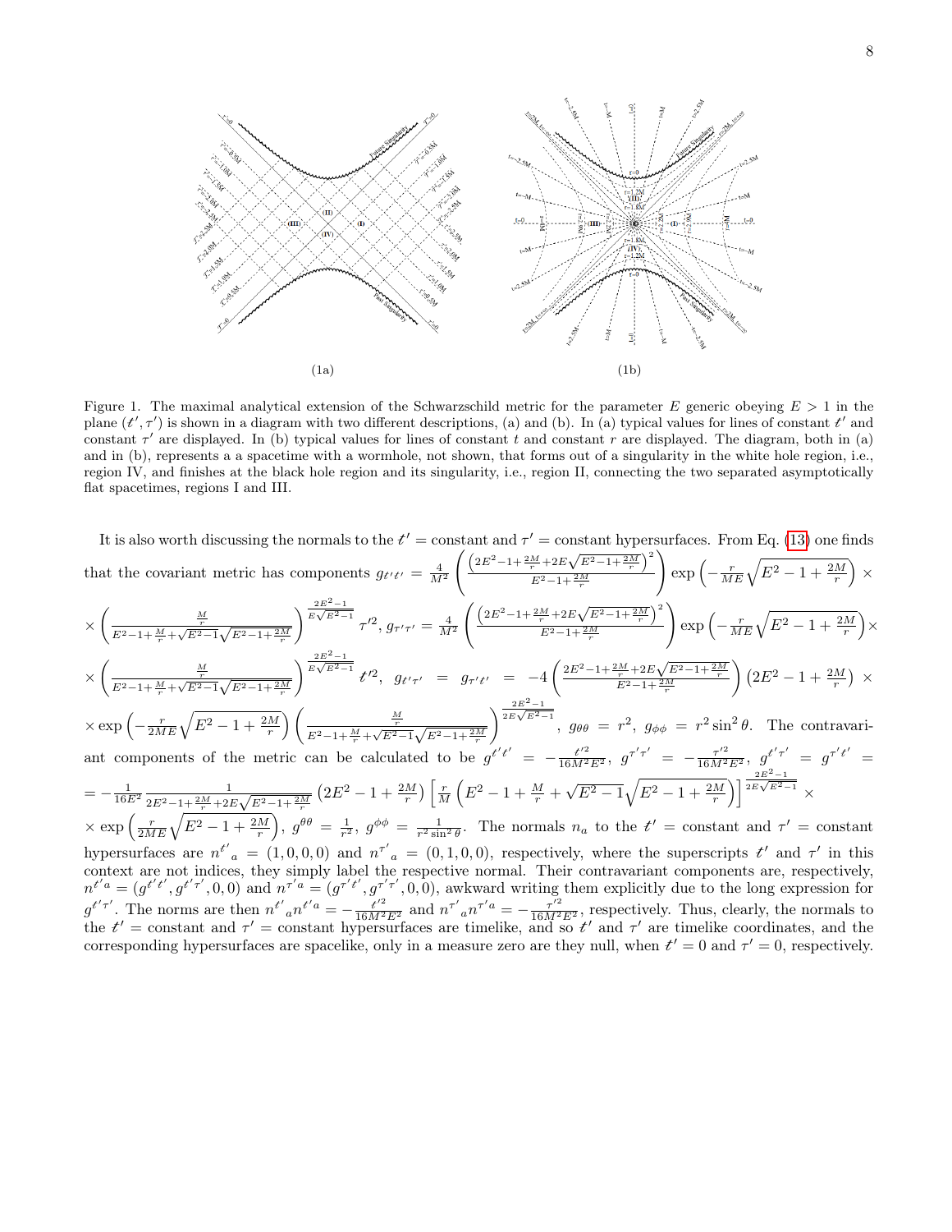(1a) (1b)

Figure 1. The maximal analytical extension of the Schwarzschild metric for the parameter $E$ generic obeying $E > 1$ in the plane $(t', \tau')$ is shown in a diagram with two different descriptions, (a) and (b). In (a) typical values for lines of constant $t'$ and constant $\tau'$ are displayed. In (b) typical values for lines of constant $t$ and constant $r$ are displayed. The diagram, both in (a) and in (b), represents a a spacetime with a wormhole, not shown, that forms out of a singularity in the white hole region, i.e., region IV, and finishes at the black hole region and its singularity, i.e., region II, connecting the two separated asymptotically flat spacetimes, regions I and III.

It is also worth discussing the normals to the $t'$ = constant and $\tau'$ = constant hypersurfaces. From Eq. (13) one finds that the covariant metric has components $g_{t't'} = \frac{4}{M^2}\left(\frac{\left(2E^2-1+\frac{2M}{r}+2E\sqrt{E^2-1+\frac{2M}{r}}\right)^2}{E^2-1+\frac{2M}{r}}\right)\exp\left(-\frac{r}{ME}\sqrt{E^2-1+\frac{2M}{r}}\right) \times$ $\times\left(\frac{\frac{M}{r}}{E^2-1+\frac{M}{r}+\sqrt{E^2-1}\sqrt{E^2-1+\frac{2M}{r}}}\right)^{\frac{2E^2-1}{E\sqrt{E^2-1}}}\tau'^2$, $g_{\tau'\tau'} = \frac{4}{M^2}\left(\frac{\left(2E^2-1+\frac{2M}{r}+2E\sqrt{E^2-1+\frac{2M}{r}}\right)^2}{E^2-1+\frac{2M}{r}}\right)\exp\left(-\frac{r}{ME}\sqrt{E^2-1+\frac{2M}{r}}\right)\times$ $\times\left(\frac{\frac{M}{r}}{E^2-1+\frac{M}{r}+\sqrt{E^2-1}\sqrt{E^2-1+\frac{2M}{r}}}\right)^{\frac{2E^2-1}{E\sqrt{E^2-1}}}t'^2$, $g_{t'\tau'} = g_{\tau't'} = -4\left(\frac{2E^2-1+\frac{2M}{r}+2E\sqrt{E^2-1+\frac{2M}{r}}}{E^2-1+\frac{2M}{r}}\right)\left(2E^2-1+\frac{2M}{r}\right)\times$ $\times\exp\left(-\frac{r}{2ME}\sqrt{E^2-1+\frac{2M}{r}}\right)\left(\frac{\frac{M}{r}}{E^2-1+\frac{M}{r}+\sqrt{E^2-1}\sqrt{E^2-1+\frac{2M}{r}}}\right)^{\frac{2E^2-1}{2E\sqrt{E^2-1}}}$, $g_{\theta\theta} = r^2$, $g_{\phi\phi} = r^2\sin^2\theta$. The contravariant components of the metric can be calculated to be $g^{t't'} = -\frac{t'^2}{16M^2E^2}$, $g^{\tau'\tau'} = -\frac{\tau'^2}{16M^2E^2}$, $g^{t'\tau'} = g^{\tau't'} =$ $= -\frac{1}{16E^2}\frac{1}{2E^2-1+\frac{2M}{r}+2E\sqrt{E^2-1+\frac{2M}{r}}}\left(2E^2-1+\frac{2M}{r}\right)\left[\frac{r}{M}\left(E^2-1+\frac{M}{r}+\sqrt{E^2-1}\sqrt{E^2-1+\frac{2M}{r}}\right)\right]^{\frac{2E^2-1}{2E\sqrt{E^2-1}}}\times$ $\times\exp\left(\frac{r}{2ME}\sqrt{E^2-1+\frac{2M}{r}}\right)$, $g^{\theta\theta} = \frac{1}{r^2}$, $g^{\phi\phi} = \frac{1}{r^2\sin^2\theta}$. The normals $n_a$ to the $t'$ = constant and $\tau'$ = constant hypersurfaces are $n^{t'}{}_a = (1,0,0,0)$ and $n^{\tau'}{}_a = (0,1,0,0)$, respectively, where the superscripts $t'$ and $\tau'$ in this context are not indices, they simply label the respective normal. Their contravariant components are, respectively, $n^{t'a} = (g^{t't'}, g^{t'\tau'}, 0, 0)$ and $n^{\tau'a} = (g^{\tau't'}, g^{\tau'\tau'}, 0, 0)$, awkward writing them explicitly due to the long expression for $g^{t'\tau'}$. The norms are then $n^{t'}{}_a n^{t'a} = -\frac{t'^2}{16M^2E^2}$ and $n^{\tau'}{}_a n^{\tau'a} = -\frac{\tau'^2}{16M^2E^2}$, respectively. Thus, clearly, the normals to the $t'$ = constant and $\tau'$ = constant hypersurfaces are timelike, and so $t'$ and $\tau'$ are timelike coordinates, and the corresponding hypersurfaces are spacelike, only in a measure zero are they null, when $t' = 0$ and $\tau' = 0$, respectively.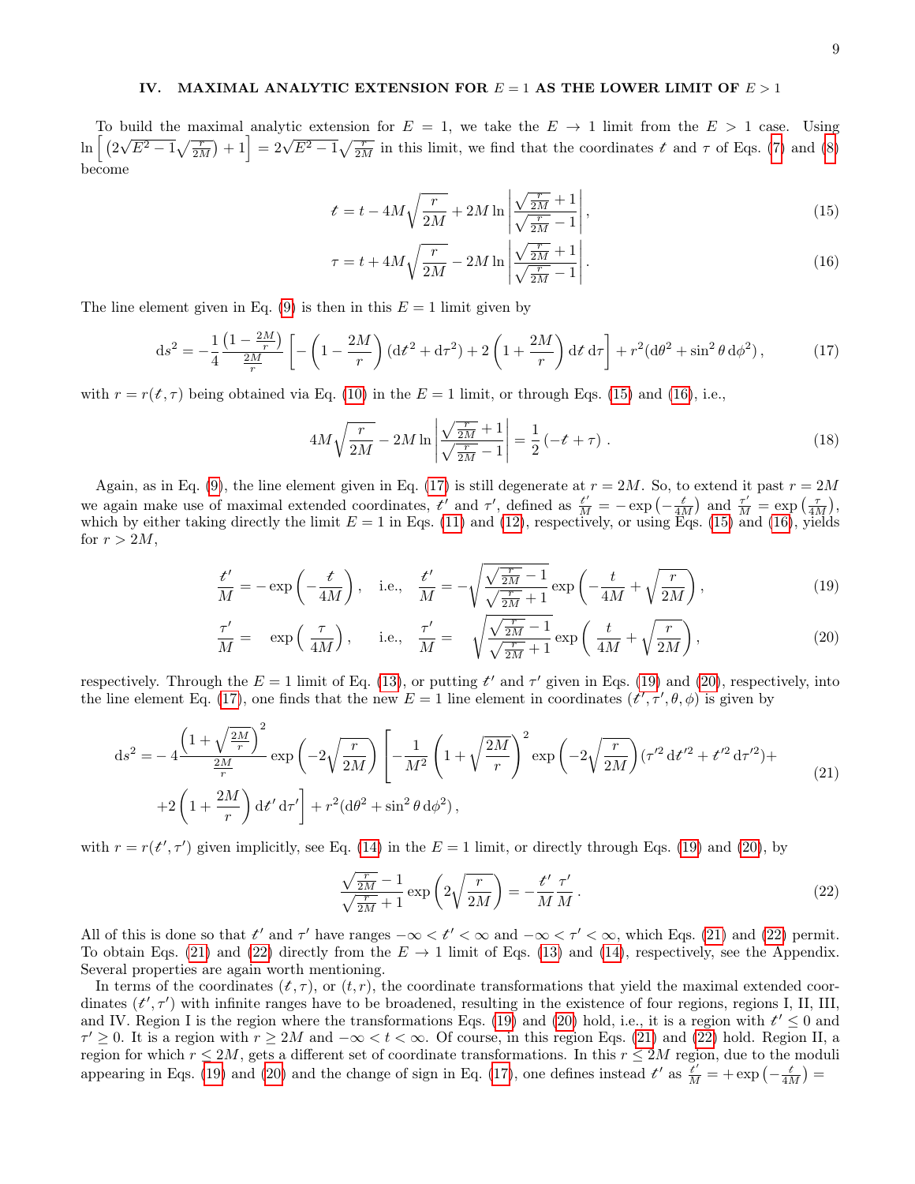## IV. MAXIMAL ANALYTIC EXTENSION FOR $E = 1$ AS THE LOWER LIMIT OF $E > 1$

To build the maximal analytic extension for $E = 1$, we take the $E \to 1$ limit from the $E > 1$ case. Using $\ln\left[\left(2\sqrt{E^2-1}\sqrt{\frac{r}{2M}}\right)+1\right] = 2\sqrt{E^2-1}\sqrt{\frac{r}{2M}}$ in this limit, we find that the coordinates $t$ and $\tau$ of Eqs. (7) and (8) become

$$\ell = t - 4M\sqrt{\frac{r}{2M}} + 2M\ln\left|\frac{\sqrt{\frac{r}{2M}}+1}{\sqrt{\frac{r}{2M}}-1}\right|, \tag{15}$$

$$\tau = t + 4M\sqrt{\frac{r}{2M}} - 2M\ln\left|\frac{\sqrt{\frac{r}{2M}}+1}{\sqrt{\frac{r}{2M}}-1}\right|. \tag{16}$$

The line element given in Eq. (9) is then in this $E = 1$ limit given by

$$\mathrm{d}s^2 = -\frac{1}{4}\frac{\left(1-\frac{2M}{r}\right)}{\frac{2M}{r}}\left[-\left(1-\frac{2M}{r}\right)(\mathrm{d}\ell^2+\mathrm{d}\tau^2) + 2\left(1+\frac{2M}{r}\right)\mathrm{d}\ell\,\mathrm{d}\tau\right] + r^2(\mathrm{d}\theta^2+\sin^2\theta\,\mathrm{d}\phi^2)\,, \tag{17}$$

with $r = r(\ell,\tau)$ being obtained via Eq. (10) in the $E = 1$ limit, or through Eqs. (15) and (16), i.e.,

$$4M\sqrt{\frac{r}{2M}} - 2M\ln\left|\frac{\sqrt{\frac{r}{2M}}+1}{\sqrt{\frac{r}{2M}}-1}\right| = \frac{1}{2}\left(-\ell+\tau\right). \tag{18}$$

Again, as in Eq. (9), the line element given in Eq. (17) is still degenerate at $r = 2M$. So, to extend it past $r = 2M$ we again make use of maximal extended coordinates, $\ell'$ and $\tau'$, defined as $\frac{\ell'}{M} = -\exp\left(-\frac{\ell}{4M}\right)$ and $\frac{\tau'}{M} = \exp\left(\frac{\tau}{4M}\right)$, which by either taking directly the limit $E = 1$ in Eqs. (11) and (12), respectively, or using Eqs. (15) and (16), yields for $r > 2M$,

$$\frac{\ell'}{M} = -\exp\left(-\frac{\ell}{4M}\right), \quad \text{i.e.,} \quad \frac{\ell'}{M} = -\sqrt{\frac{\sqrt{\frac{r}{2M}}-1}{\sqrt{\frac{r}{2M}}+1}}\exp\left(-\frac{t}{4M}+\sqrt{\frac{r}{2M}}\right), \tag{19}$$

$$\frac{\tau'}{M} = \exp\left(\frac{\tau}{4M}\right), \quad \text{i.e.,} \quad \frac{\tau'}{M} = \sqrt{\frac{\sqrt{\frac{r}{2M}}-1}{\sqrt{\frac{r}{2M}}+1}}\exp\left(\frac{t}{4M}+\sqrt{\frac{r}{2M}}\right), \tag{20}$$

respectively. Through the $E = 1$ limit of Eq. (13), or putting $\ell'$ and $\tau'$ given in Eqs. (19) and (20), respectively, into the line element Eq. (17), one finds that the new $E = 1$ line element in coordinates $(\ell', \tau', \theta, \phi)$ is given by

$$\begin{aligned}\mathrm{d}s^2 = &-4\frac{\left(1+\sqrt{\frac{2M}{r}}\right)^2}{\frac{2M}{r}}\exp\left(-2\sqrt{\frac{r}{2M}}\right)\left[-\frac{1}{M^2}\left(1+\sqrt{\frac{2M}{r}}\right)^2\exp\left(-2\sqrt{\frac{r}{2M}}\right)(\tau'^2\,\mathrm{d}\ell'^2+\ell'^2\,\mathrm{d}\tau'^2)+\right.\\ &\left.+2\left(1+\frac{2M}{r}\right)\mathrm{d}\ell'\,\mathrm{d}\tau'\right] + r^2(\mathrm{d}\theta^2+\sin^2\theta\,\mathrm{d}\phi^2)\,,\end{aligned} \tag{21}$$

with $r = r(\ell', \tau')$ given implicitly, see Eq. (14) in the $E = 1$ limit, or directly through Eqs. (19) and (20), by

$$\frac{\sqrt{\frac{r}{2M}}-1}{\sqrt{\frac{r}{2M}}+1}\exp\left(2\sqrt{\frac{r}{2M}}\right) = -\frac{\ell'}{M}\frac{\tau'}{M}\,. \tag{22}$$

All of this is done so that $\ell'$ and $\tau'$ have ranges $-\infty < \ell' < \infty$ and $-\infty < \tau' < \infty$, which Eqs. (21) and (22) permit. To obtain Eqs. (21) and (22) directly from the $E \to 1$ limit of Eqs. (13) and (14), respectively, see the Appendix. Several properties are again worth mentioning.

In terms of the coordinates $(\ell, \tau)$, or $(t, r)$, the coordinate transformations that yield the maximal extended coordinates $(\ell', \tau')$ with infinite ranges have to be broadened, resulting in the existence of four regions, regions I, II, III, and IV. Region I is the region where the transformations Eqs. (19) and (20) hold, i.e., it is a region with $\ell' \leq 0$ and $\tau' \geq 0$. It is a region with $r \geq 2M$ and $-\infty < t < \infty$. Of course, in this region Eqs. (21) and (22) hold. Region II, a region for which $r \leq 2M$, gets a different set of coordinate transformations. In this $r \leq 2M$ region, due to the moduli appearing in Eqs. (19) and (20) and the change of sign in Eq. (17), one defines instead $\ell'$ as $\frac{\ell'}{M} = +\exp\left(-\frac{\ell}{4M}\right) =$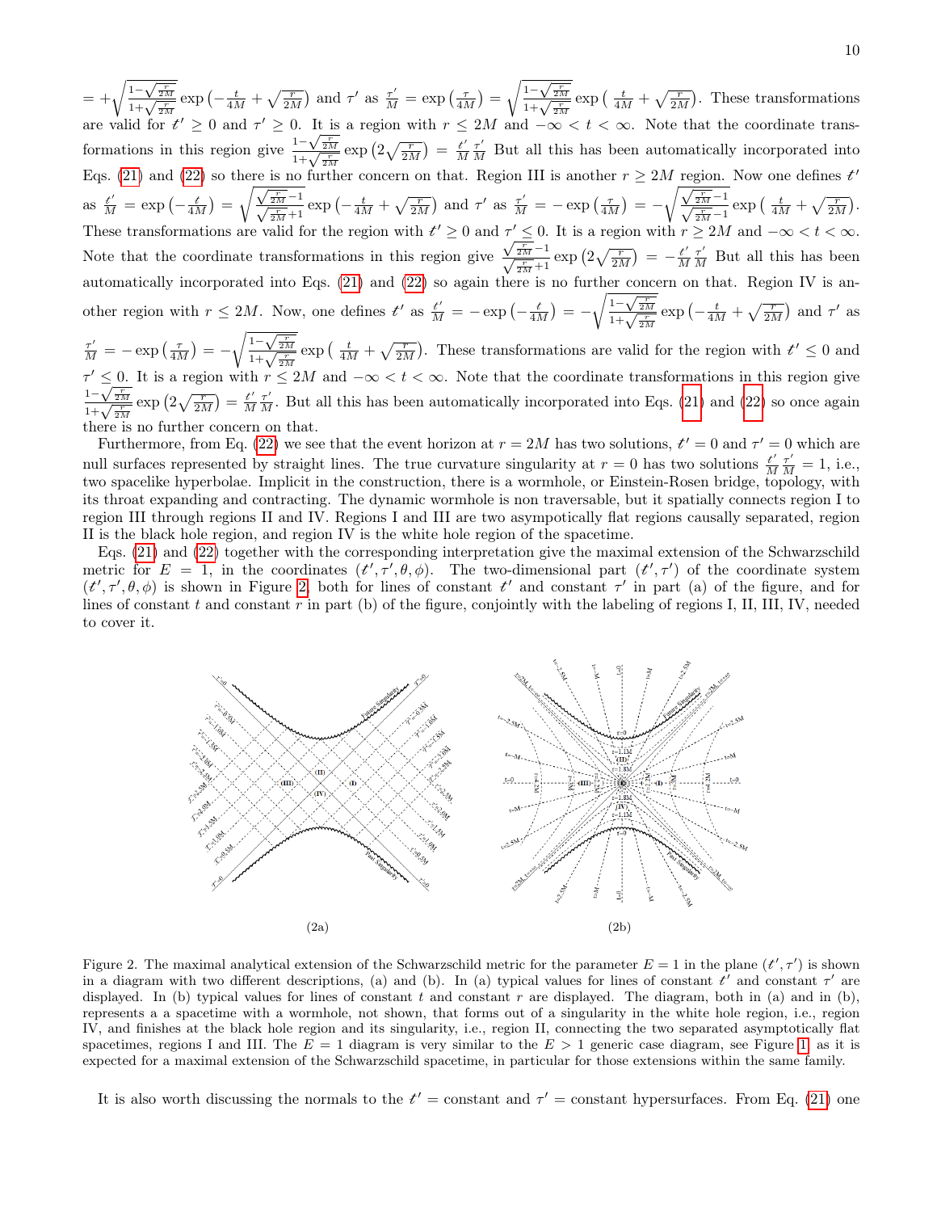$= +\sqrt{\frac{1-\sqrt{\frac{r}{2M}}}{1+\sqrt{\frac{r}{2M}}}}\exp\left(-\frac{t}{4M}+\sqrt{\frac{r}{2M}}\right)$ and $\tau'$ as $\frac{\tau'}{M}=\exp\left(\frac{\tau}{4M}\right)=\sqrt{\frac{1-\sqrt{\frac{r}{2M}}}{1+\sqrt{\frac{r}{2M}}}}\exp\left(\frac{t}{4M}+\sqrt{\frac{r}{2M}}\right)$. These transformations are valid for $t'\geq 0$ and $\tau'\geq 0$. It is a region with $r\leq 2M$ and $-\infty<t<\infty$. Note that the coordinate transformations in this region give $\frac{1-\sqrt{\frac{r}{2M}}}{1+\sqrt{\frac{r}{2M}}}\exp\left(2\sqrt{\frac{r}{2M}}\right)=\frac{t'}{M}\frac{\tau'}{M}$ But all this has been automatically incorporated into Eqs. (21) and (22) so there is no further concern on that. Region III is another $r\geq 2M$ region. Now one defines $t'$ as $\frac{t'}{M}=\exp\left(-\frac{t}{4M}\right)=\sqrt{\frac{\sqrt{\frac{r}{2M}}-1}{\sqrt{\frac{r}{2M}}+1}}\exp\left(-\frac{t}{4M}+\sqrt{\frac{r}{2M}}\right)$ and $\tau'$ as $\frac{\tau'}{M}=-\exp\left(\frac{\tau}{4M}\right)=-\sqrt{\frac{\sqrt{\frac{r}{2M}}-1}{\sqrt{\frac{r}{2M}}-1}}\exp\left(\frac{t}{4M}+\sqrt{\frac{r}{2M}}\right)$. These transformations are valid for the region with $t'\geq 0$ and $\tau'\leq 0$. It is a region with $r\geq 2M$ and $-\infty<t<\infty$. Note that the coordinate transformations in this region give $\frac{\sqrt{\frac{r}{2M}}-1}{\sqrt{\frac{r}{2M}}+1}\exp\left(2\sqrt{\frac{r}{2M}}\right)=-\frac{t'}{M}\frac{\tau'}{M}$ But all this has been automatically incorporated into Eqs. (21) and (22) so again there is no further concern on that. Region IV is another region with $r\leq 2M$. Now, one defines $t'$ as $\frac{t'}{M}=-\exp\left(-\frac{t}{4M}\right)=-\sqrt{\frac{1-\sqrt{\frac{r}{2M}}}{1+\sqrt{\frac{r}{2M}}}}\exp\left(-\frac{t}{4M}+\sqrt{\frac{r}{2M}}\right)$ and $\tau'$ as $\frac{\tau'}{M}=-\exp\left(\frac{\tau}{4M}\right)=-\sqrt{\frac{1-\sqrt{\frac{r}{2M}}}{1+\sqrt{\frac{r}{2M}}}}\exp\left(\frac{t}{4M}+\sqrt{\frac{r}{2M}}\right)$. These transformations are valid for the region with $t'\leq 0$ and $\tau'\leq 0$. It is a region with $r\leq 2M$ and $-\infty<t<\infty$. Note that the coordinate transformations in this region give $\frac{1-\sqrt{\frac{r}{2M}}}{1+\sqrt{\frac{r}{2M}}}\exp\left(2\sqrt{\frac{r}{2M}}\right)=\frac{t'}{M}\frac{\tau'}{M}$. But all this has been automatically incorporated into Eqs. (21) and (22) so once again there is no further concern on that.

Furthermore, from Eq. (22) we see that the event horizon at $r=2M$ has two solutions, $t'=0$ and $\tau'=0$ which are null surfaces represented by straight lines. The true curvature singularity at $r=0$ has two solutions $\frac{t'}{M}\frac{\tau'}{M}=1$, i.e., two spacelike hyperbolae. Implicit in the construction, there is a wormhole, or Einstein-Rosen bridge, topology, with its throat expanding and contracting. The dynamic wormhole is non traversable, but it spatially connects region I to region III through regions II and IV. Regions I and III are two asympotically flat regions causally separated, region II is the black hole region, and region IV is the white hole region of the spacetime.

Eqs. (21) and (22) together with the corresponding interpretation give the maximal extension of the Schwarzschild metric for $E=1$, in the coordinates $(t',\tau',\theta,\phi)$. The two-dimensional part $(t',\tau')$ of the coordinate system $(t',\tau',\theta,\phi)$ is shown in Figure 2, both for lines of constant $t'$ and constant $\tau'$ in part (a) of the figure, and for lines of constant $t$ and constant $r$ in part (b) of the figure, conjointly with the labeling of regions I, II, III, IV, needed to cover it.

(2a) (2b)

Figure 2. The maximal analytical extension of the Schwarzschild metric for the parameter $E=1$ in the plane $(t',\tau')$ is shown in a diagram with two different descriptions, (a) and (b). In (a) typical values for lines of constant $t'$ and constant $\tau'$ are displayed. In (b) typical values for lines of constant $t$ and constant $r$ are displayed. The diagram, both in (a) and in (b), represents a a spacetime with a wormhole, not shown, that forms out of a singularity in the white hole region, i.e., region IV, and finishes at the black hole region and its singularity, i.e., region II, connecting the two separated asymptotically flat spacetimes, regions I and III. The $E=1$ diagram is very similar to the $E>1$ generic case diagram, see Figure 1, as it is expected for a maximal extension of the Schwarzschild spacetime, in particular for those extensions within the same family.

It is also worth discussing the normals to the $t'=$ constant and $\tau'=$ constant hypersurfaces. From Eq. (21) one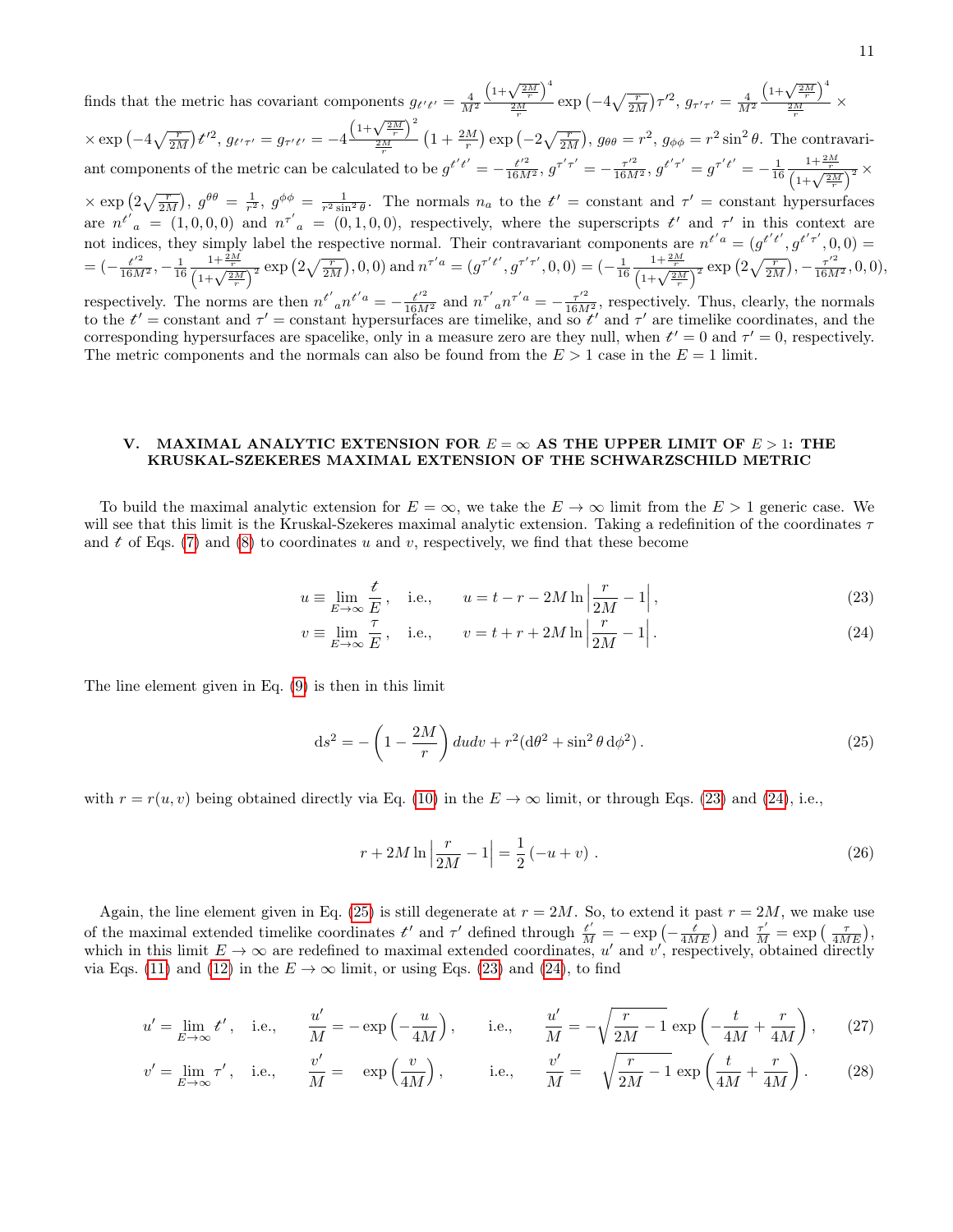finds that the metric has covariant components $g_{t't'} = \frac{4}{M^2}\frac{\left(1+\sqrt{\frac{2M}{r}}\right)^4}{\frac{2M}{r}} \exp\left(-4\sqrt{\frac{r}{2M}}\right)\tau'^2$, $g_{\tau'\tau'} = \frac{4}{M^2}\frac{\left(1+\sqrt{\frac{2M}{r}}\right)^4}{\frac{2M}{r}} \times \exp\left(-4\sqrt{\frac{r}{2M}}\right)t'^2$, $g_{t'\tau'} = g_{\tau't'} = -4\frac{\left(1+\sqrt{\frac{2M}{r}}\right)^2}{\frac{2M}{r}}\left(1+\frac{2M}{r}\right)\exp\left(-2\sqrt{\frac{r}{2M}}\right)$, $g_{\theta\theta} = r^2$, $g_{\phi\phi} = r^2\sin^2\theta$. The contravariant components of the metric can be calculated to be $g^{t't'} = -\frac{t'^2}{16M^2}$, $g^{\tau'\tau'} = -\frac{\tau'^2}{16M^2}$, $g^{t'\tau'} = g^{\tau't'} = -\frac{1}{16}\frac{1+\frac{2M}{r}}{\left(1+\sqrt{\frac{2M}{r}}\right)^2} \times \exp\left(2\sqrt{\frac{r}{2M}}\right)$, $g^{\theta\theta} = \frac{1}{r^2}$, $g^{\phi\phi} = \frac{1}{r^2\sin^2\theta}$. The normals $n_a$ to the $t' =$ constant and $\tau' =$ constant hypersurfaces are $n^{t'}{}_a = (1,0,0,0)$ and $n^{\tau'}{}_a = (0,1,0,0)$, respectively, where the superscripts $t'$ and $\tau'$ in this context are not indices, they simply label the respective normal. Their contravariant components are $n^{t'a} = (g^{t't'}, g^{t'\tau'}, 0, 0) = (-\frac{t'^2}{16M^2}, -\frac{1}{16}\frac{1+\frac{2M}{r}}{\left(1+\sqrt{\frac{2M}{r}}\right)^2}\exp\left(2\sqrt{\frac{r}{2M}}\right), 0, 0)$ and $n^{\tau'a} = (g^{\tau't'}, g^{\tau'\tau'}, 0, 0) = (-\frac{1}{16}\frac{1+\frac{2M}{r}}{\left(1+\sqrt{\frac{2M}{r}}\right)^2}\exp\left(2\sqrt{\frac{r}{2M}}\right), -\frac{\tau'^2}{16M^2}, 0, 0)$, respectively. The norms are then $n^{t'}{}_a n^{t'a} = -\frac{t'^2}{16M^2}$ and $n^{\tau'}{}_a n^{\tau'a} = -\frac{\tau'^2}{16M^2}$, respectively. Thus, clearly, the normals to the $t' =$ constant and $\tau' =$ constant hypersurfaces are timelike, and so $t'$ and $\tau'$ are timelike coordinates, and the corresponding hypersurfaces are spacelike, only in a measure zero are they null, when $t' = 0$ and $\tau' = 0$, respectively. The metric components and the normals can also be found from the $E > 1$ case in the $E = 1$ limit.

## V. MAXIMAL ANALYTIC EXTENSION FOR $E = \infty$ AS THE UPPER LIMIT OF $E > 1$: THE KRUSKAL-SZEKERES MAXIMAL EXTENSION OF THE SCHWARZSCHILD METRIC

To build the maximal analytic extension for $E = \infty$, we take the $E \to \infty$ limit from the $E > 1$ generic case. We will see that this limit is the Kruskal-Szekeres maximal analytic extension. Taking a redefinition of the coordinates $\tau$ and $t$ of Eqs. (7) and (8) to coordinates $u$ and $v$, respectively, we find that these become

$$u \equiv \lim_{E\to\infty}\frac{t}{E}\,, \quad \text{i.e.,} \qquad u = t - r - 2M\ln\left|\frac{r}{2M} - 1\right|, \tag{23}$$

$$v \equiv \lim_{E\to\infty}\frac{\tau}{E}\,, \quad \text{i.e.,} \qquad v = t + r + 2M\ln\left|\frac{r}{2M} - 1\right|. \tag{24}$$

The line element given in Eq. (9) is then in this limit

$$\mathrm{d}s^2 = -\left(1 - \frac{2M}{r}\right)du dv + r^2(\mathrm{d}\theta^2 + \sin^2\theta\,\mathrm{d}\phi^2)\,. \tag{25}$$

with $r = r(u,v)$ being obtained directly via Eq. (10) in the $E \to \infty$ limit, or through Eqs. (23) and (24), i.e.,

$$r + 2M\ln\left|\frac{r}{2M} - 1\right| = \frac{1}{2}\left(-u + v\right)\,. \tag{26}$$

Again, the line element given in Eq. (25) is still degenerate at $r = 2M$. So, to extend it past $r = 2M$, we make use of the maximal extended timelike coordinates $t'$ and $\tau'$ defined through $\frac{t'}{M} = -\exp\left(-\frac{t}{4ME}\right)$ and $\frac{\tau'}{M} = \exp\left(\frac{\tau}{4ME}\right)$, which in this limit $E \to \infty$ are redefined to maximal extended coordinates, $u'$ and $v'$, respectively, obtained directly via Eqs. (11) and (12) in the $E \to \infty$ limit, or using Eqs. (23) and (24), to find

$$u' = \lim_{E\to\infty} t'\,, \quad \text{i.e.,} \qquad \frac{u'}{M} = -\exp\left(-\frac{u}{4M}\right), \qquad \text{i.e.,} \qquad \frac{u'}{M} = -\sqrt{\frac{r}{2M} - 1}\,\exp\left(-\frac{t}{4M} + \frac{r}{4M}\right), \tag{27}$$

$$v' = \lim_{E\to\infty} \tau'\,, \quad \text{i.e.,} \qquad \frac{v'}{M} = \exp\left(\frac{v}{4M}\right), \qquad \text{i.e.,} \qquad \frac{v'}{M} = \sqrt{\frac{r}{2M} - 1}\,\exp\left(\frac{t}{4M} + \frac{r}{4M}\right). \tag{28}$$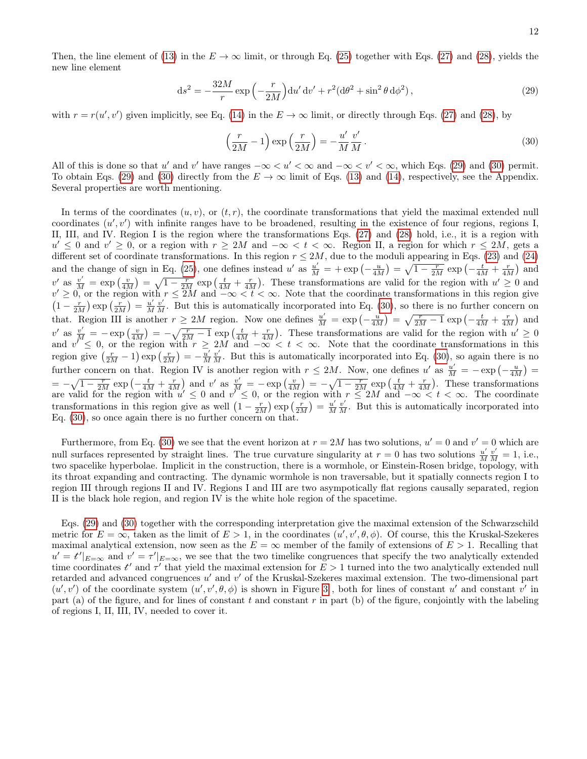Then, the line element of (13) in the $E \to \infty$ limit, or through Eq. (25) together with Eqs. (27) and (28), yields the new line element

$$
\mathrm{d}s^2 = -\frac{32M}{r}\exp\left(-\frac{r}{2M}\right)\mathrm{d}u'\,\mathrm{d}v' + r^2(\mathrm{d}\theta^2 + \sin^2\theta\,\mathrm{d}\phi^2)\,, \tag{29}
$$

with $r = r(u', v')$ given implicitly, see Eq. (14) in the $E \to \infty$ limit, or directly through Eqs. (27) and (28), by

$$
\left(\frac{r}{2M} - 1\right)\exp\left(\frac{r}{2M}\right) = -\frac{u'}{M}\frac{v'}{M}\,. \tag{30}
$$

All of this is done so that $u'$ and $v'$ have ranges $-\infty < u' < \infty$ and $-\infty < v' < \infty$, which Eqs. (29) and (30) permit. To obtain Eqs. (29) and (30) directly from the $E \to \infty$ limit of Eqs. (13) and (14), respectively, see the Appendix. Several properties are worth mentioning.

In terms of the coordinates $(u, v)$, or $(t, r)$, the coordinate transformations that yield the maximal extended null coordinates $(u', v')$ with infinite ranges have to be broadened, resulting in the existence of four regions, regions I, II, III, and IV. Region I is the region where the transformations Eqs. (27) and (28) hold, i.e., it is a region with $u' \le 0$ and $v' \ge 0$, or a region with $r \ge 2M$ and $-\infty < t < \infty$. Region II, a region for which $r \le 2M$, gets a different set of coordinate transformations. In this region $r \le 2M$, due to the moduli appearing in Eqs. (23) and (24) and the change of sign in Eq. (25), one defines instead $u'$ as $\frac{u'}{M} = +\exp\left(-\frac{u}{4M}\right) = \sqrt{1 - \frac{r}{2M}}\exp\left(-\frac{t}{4M} + \frac{r}{4M}\right)$ and $v'$ as $\frac{v'}{M} = \exp\left(\frac{v}{4M}\right) = \sqrt{1 - \frac{r}{2M}}\exp\left(\frac{t}{4M} + \frac{r}{4M}\right)$. These transformations are valid for the region with $u' \ge 0$ and $v' \ge 0$, or the region with $r \le 2M$ and $-\infty < t < \infty$. Note that the coordinate transformations in this region give $\left(1 - \frac{r}{2M}\right)\exp\left(\frac{r}{2M}\right) = \frac{u'}{M}\frac{v'}{M}$. But this is automatically incorporated into Eq. (30), so there is no further concern on that. Region III is another $r \ge 2M$ region. Now one defines $\frac{u'}{M} = \exp\left(-\frac{u}{4M}\right) = \sqrt{\frac{r}{2M} - 1}\exp\left(-\frac{t}{4M} + \frac{r}{4M}\right)$ and $v'$ as $\frac{v'}{M} = -\exp\left(\frac{v}{4M}\right) = -\sqrt{\frac{r}{2M} - 1}\exp\left(\frac{t}{4M} + \frac{r}{4M}\right)$. These transformations are valid for the region with $u' \ge 0$ and $v' \le 0$, or the region with $r \ge 2M$ and $-\infty < t < \infty$. Note that the coordinate transformations in this region give $\left(\frac{r}{2M} - 1\right)\exp\left(\frac{r}{2M}\right) = -\frac{u'}{M}\frac{v'}{M}$. But this is automatically incorporated into Eq. (30), so again there is no further concern on that. Region IV is another region with $r \le 2M$. Now, one defines $u'$ as $\frac{u'}{M} = -\exp\left(-\frac{u}{4M}\right) = -\sqrt{1 - \frac{r}{2M}}\exp\left(-\frac{t}{4M} + \frac{r}{4M}\right)$ and $v'$ as $\frac{v'}{M} = -\exp\left(\frac{v}{4M}\right) = -\sqrt{1 - \frac{r}{2M}}\exp\left(\frac{t}{4M} + \frac{r}{4M}\right)$. These transformations are valid for the region with $u' \le 0$ and $v' \le 0$, or the region with $r \le 2M$ and $-\infty < t < \infty$. The coordinate transformations in this region give as well $\left(1 - \frac{r}{2M}\right)\exp\left(\frac{r}{2M}\right) = \frac{u'}{M}\frac{v'}{M}$. But this is automatically incorporated into Eq. (30), so once again there is no further concern on that.

Furthermore, from Eq. (30) we see that the event horizon at $r = 2M$ has two solutions, $u' = 0$ and $v' = 0$ which are null surfaces represented by straight lines. The true curvature singularity at $r = 0$ has two solutions $\frac{u'}{M}\frac{v'}{M} = 1$, i.e., two spacelike hyperbolae. Implicit in the construction, there is a wormhole, or Einstein-Rosen bridge, topology, with its throat expanding and contracting. The dynamic wormhole is non traversable, but it spatially connects region I to region III through regions II and IV. Regions I and III are two asympotically flat regions causally separated, region II is the black hole region, and region IV is the white hole region of the spacetime.

Eqs. (29) and (30) together with the corresponding interpretation give the maximal extension of the Schwarzschild metric for $E = \infty$, taken as the limit of $E > 1$, in the coordinates $(u', v', \theta, \phi)$. Of course, this the Kruskal-Szekeres maximal analytical extension, now seen as the $E = \infty$ member of the family of extensions of $E > 1$. Recalling that $u' = t'|_{E=\infty}$ and $v' = \tau'|_{E=\infty}$, we see that the two timelike congruences that specify the two analytically extended time coordinates $t'$ and $\tau'$ that yield the maximal extension for $E > 1$ turned into the two analytically extended null retarded and advanced congruences $u'$ and $v'$ of the Kruskal-Szekeres maximal extension. The two-dimensional part $(u', v')$ of the coordinate system $(u', v', \theta, \phi)$ is shown in Figure 3 , both for lines of constant $u'$ and constant $v'$ in part (a) of the figure, and for lines of constant $t$ and constant $r$ in part (b) of the figure, conjointly with the labeling of regions I, II, III, IV, needed to cover it.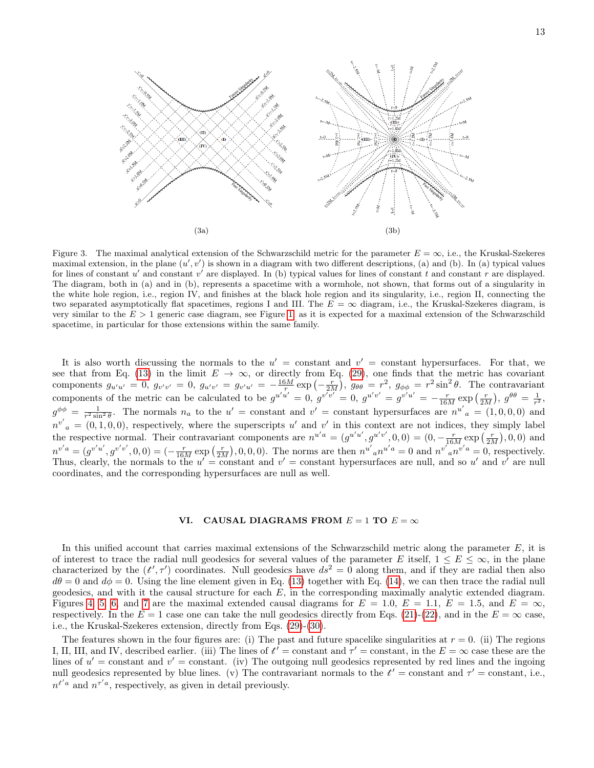(3a)

(3b)

Figure 3. The maximal analytical extension of the Schwarzschild metric for the parameter $E = \infty$, i.e., the Kruskal-Szekeres maximal extension, in the plane $(u', v')$ is shown in a diagram with two different descriptions, (a) and (b). In (a) typical values for lines of constant $u'$ and constant $v'$ are displayed. In (b) typical values for lines of constant $t$ and constant $r$ are displayed. The diagram, both in (a) and in (b), represents a spacetime with a wormhole, not shown, that forms out of a singularity in the white hole region, i.e., region IV, and finishes at the black hole region and its singularity, i.e., region II, connecting the two separated asymptotically flat spacetimes, regions I and III. The $E = \infty$ diagram, i.e., the Kruskal-Szekeres diagram, is very similar to the $E > 1$ generic case diagram, see Figure 1, as it is expected for a maximal extension of the Schwarzschild spacetime, in particular for those extensions within the same family.

It is also worth discussing the normals to the $u' =$ constant and $v' =$ constant hypersurfaces. For that, we see that from Eq. (13) in the limit $E \to \infty$, or directly from Eq. (29), one finds that the metric has covariant components $g_{u'u'} = 0$, $g_{v'v'} = 0$, $g_{u'v'} = g_{v'u'} = -\frac{16M}{r} \exp\left(-\frac{r}{2M}\right)$, $g_{\theta\theta} = r^2$, $g_{\phi\phi} = r^2 \sin^2\theta$. The contravariant components of the metric can be calculated to be $g^{u'u'} = 0$, $g^{v'v'} = 0$, $g^{u'v'} = g^{v'u'} = -\frac{r}{16M} \exp\left(\frac{r}{2M}\right)$, $g^{\theta\theta} = \frac{1}{r^2}$, $g^{\phi\phi} = \frac{1}{r^2 \sin^2\theta}$. The normals $n_a$ to the $u' =$ constant and $v' =$ constant hypersurfaces are $n^{u'}{}_a = (1, 0, 0, 0)$ and $n^{v'}{}_a = (0, 1, 0, 0)$, respectively, where the superscripts $u'$ and $v'$ in this context are not indices, they simply label the respective normal. Their contravariant components are $n^{u'a} = (g^{u'u'}, g^{u'v'}, 0, 0) = (0, -\frac{r}{16M} \exp\left(\frac{r}{2M}\right), 0, 0)$ and $n^{v'a} = (g^{v'u'}, g^{v'v'}, 0, 0) = (-\frac{r}{16M} \exp\left(\frac{r}{2M}\right), 0, 0, 0)$. The norms are then $n^{u'}{}_a n^{u'a} = 0$ and $n^{v'}{}_a n^{v'a} = 0$, respectively. Thus, clearly, the normals to the $u' =$ constant and $v' =$ constant hypersurfaces are null, and so $u'$ and $v'$ are null coordinates, and the corresponding hypersurfaces are null as well.

## VI. CAUSAL DIAGRAMS FROM $E = 1$ TO $E = \infty$

In this unified account that carries maximal extensions of the Schwarzschild metric along the parameter $E$, it is of interest to trace the radial null geodesics for several values of the parameter $E$ itself, $1 \leq E \leq \infty$, in the plane characterized by the $(t', \tau')$ coordinates. Null geodesics have $ds^2 = 0$ along them, and if they are radial then also $d\theta = 0$ and $d\phi = 0$. Using the line element given in Eq. (13) together with Eq. (14), we can then trace the radial null geodesics, and with it the causal structure for each $E$, in the corresponding maximally analytic extended diagram. Figures 4, 5, 6, and 7 are the maximal extended causal diagrams for $E = 1.0$, $E = 1.1$, $E = 1.5$, and $E = \infty$, respectively. In the $E = 1$ case one can take the null geodesics directly from Eqs. (21)-(22), and in the $E = \infty$ case, i.e., the Kruskal-Szekeres extension, directly from Eqs. (29)-(30).

The features shown in the four figures are: (i) The past and future spacelike singularities at $r = 0$. (ii) The regions I, II, III, and IV, described earlier. (iii) The lines of $t' =$ constant and $\tau' =$ constant, in the $E = \infty$ case these are the lines of $u' =$ constant and $v' =$ constant. (iv) The outgoing null geodesics represented by red lines and the ingoing null geodesics represented by blue lines. (v) The contravariant normals to the $t' =$ constant and $\tau' =$ constant, i.e., $n^{t'a}$ and $n^{\tau'a}$, respectively, as given in detail previously.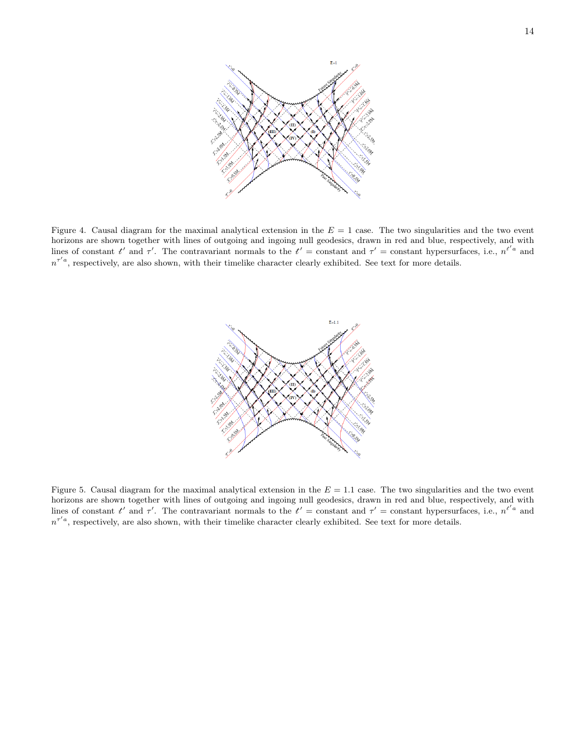Figure 4. Causal diagram for the maximal analytical extension in the $E = 1$ case. The two singularities and the two event horizons are shown together with lines of outgoing and ingoing null geodesics, drawn in red and blue, respectively, and with lines of constant $t'$ and $\tau'$. The contravariant normals to the $t'$ = constant and $\tau'$ = constant hypersurfaces, i.e., $n^{t'a}$ and $n^{\tau' a}$, respectively, are also shown, with their timelike character clearly exhibited. See text for more details.

Figure 5. Causal diagram for the maximal analytical extension in the $E = 1.1$ case. The two singularities and the two event horizons are shown together with lines of outgoing and ingoing null geodesics, drawn in red and blue, respectively, and with lines of constant $t'$ and $\tau'$. The contravariant normals to the $t'$ = constant and $\tau'$ = constant hypersurfaces, i.e., $n^{t'a}$ and $n^{\tau' a}$, respectively, are also shown, with their timelike character clearly exhibited. See text for more details.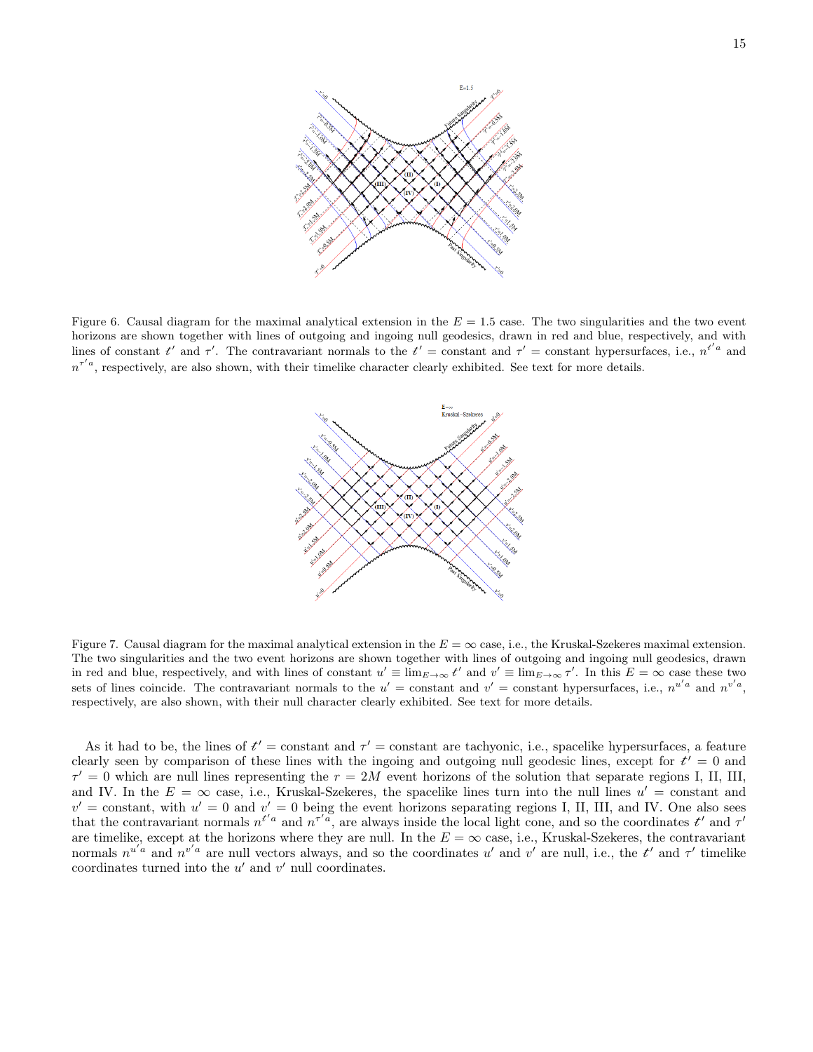Figure 6. Causal diagram for the maximal analytical extension in the $E = 1.5$ case. The two singularities and the two event horizons are shown together with lines of outgoing and ingoing null geodesics, drawn in red and blue, respectively, and with lines of constant $t'$ and $\tau'$. The contravariant normals to the $t' =$ constant and $\tau' =$ constant hypersurfaces, i.e., $n^{t'a}$ and $n^{\tau' a}$, respectively, are also shown, with their timelike character clearly exhibited. See text for more details.

Figure 7. Causal diagram for the maximal analytical extension in the $E = \infty$ case, i.e., the Kruskal-Szekeres maximal extension. The two singularities and the two event horizons are shown together with lines of outgoing and ingoing null geodesics, drawn in red and blue, respectively, and with lines of constant $u' \equiv \lim_{E\to\infty} t'$ and $v' \equiv \lim_{E\to\infty} \tau'$. In this $E = \infty$ case these two sets of lines coincide. The contravariant normals to the $u' =$ constant and $v' =$ constant hypersurfaces, i.e., $n^{u'a}$ and $n^{v'a}$, respectively, are also shown, with their null character clearly exhibited. See text for more details.

As it had to be, the lines of $t' =$ constant and $\tau' =$ constant are tachyonic, i.e., spacelike hypersurfaces, a feature clearly seen by comparison of these lines with the ingoing and outgoing null geodesic lines, except for $t' = 0$ and $\tau' = 0$ which are null lines representing the $r = 2M$ event horizons of the solution that separate regions I, II, III, and IV. In the $E = \infty$ case, i.e., Kruskal-Szekeres, the spacelike lines turn into the null lines $u' =$ constant and $v' =$ constant, with $u' = 0$ and $v' = 0$ being the event horizons separating regions I, II, III, and IV. One also sees that the contravariant normals $n^{t'a}$ and $n^{\tau' a}$, are always inside the local light cone, and so the coordinates $t'$ and $\tau'$ are timelike, except at the horizons where they are null. In the $E = \infty$ case, i.e., Kruskal-Szekeres, the contravariant normals $n^{u'a}$ and $n^{v'a}$ are null vectors always, and so the coordinates $u'$ and $v'$ are null, i.e., the $t'$ and $\tau'$ timelike coordinates turned into the $u'$ and $v'$ null coordinates.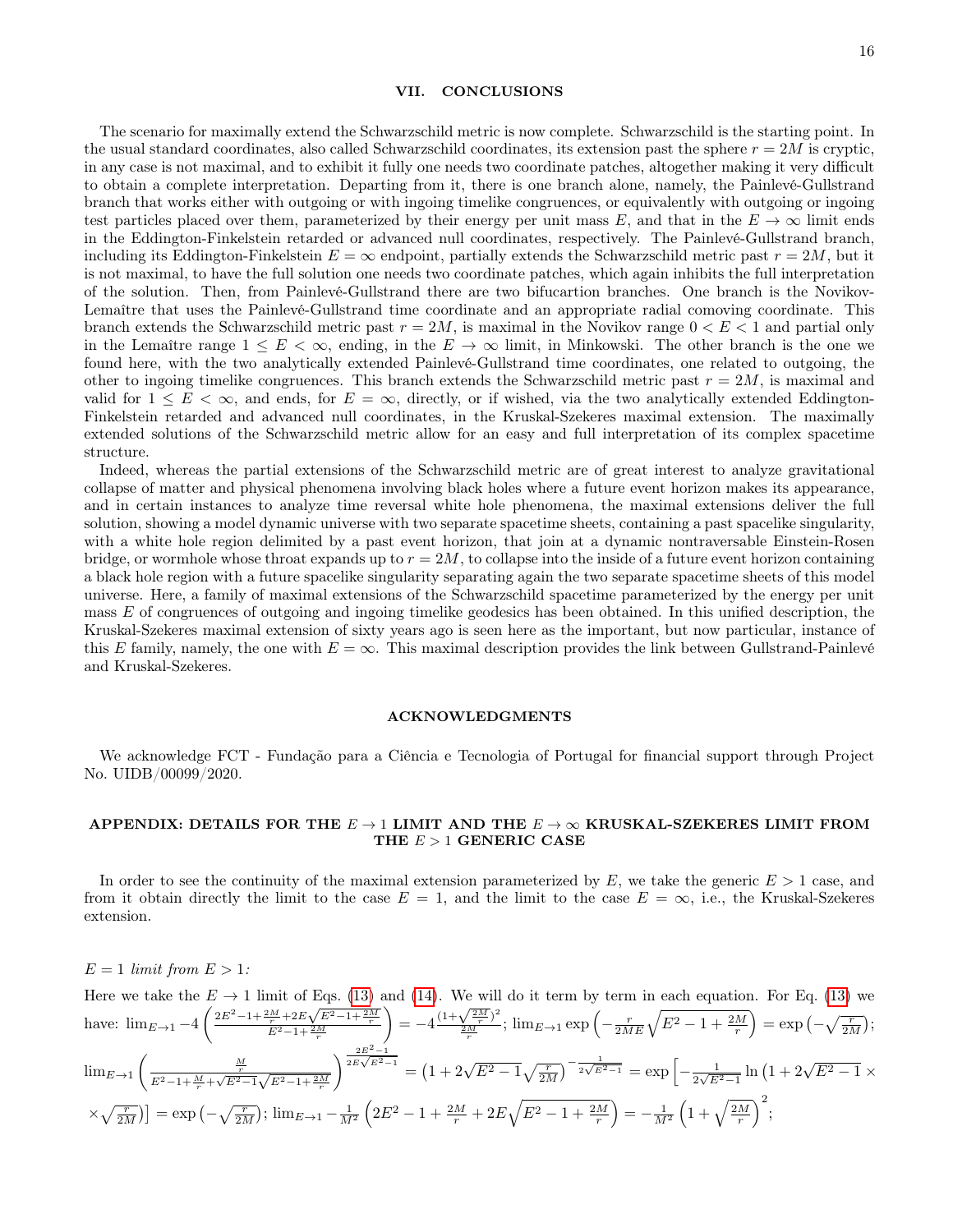## VII. CONCLUSIONS

The scenario for maximally extend the Schwarzschild metric is now complete. Schwarzschild is the starting point. In the usual standard coordinates, also called Schwarzschild coordinates, its extension past the sphere $r = 2M$ is cryptic, in any case is not maximal, and to exhibit it fully one needs two coordinate patches, altogether making it very difficult to obtain a complete interpretation. Departing from it, there is one branch alone, namely, the Painlevé-Gullstrand branch that works either with outgoing or with ingoing timelike congruences, or equivalently with outgoing or ingoing test particles placed over them, parameterized by their energy per unit mass $E$, and that in the $E \to \infty$ limit ends in the Eddington-Finkelstein retarded or advanced null coordinates, respectively. The Painlevé-Gullstrand branch, including its Eddington-Finkelstein $E = \infty$ endpoint, partially extends the Schwarzschild metric past $r = 2M$, but it is not maximal, to have the full solution one needs two coordinate patches, which again inhibits the full interpretation of the solution. Then, from Painlevé-Gullstrand there are two bifucartion branches. One branch is the Novikov-Lemaître that uses the Painlevé-Gullstrand time coordinate and an appropriate radial comoving coordinate. This branch extends the Schwarzschild metric past $r = 2M$, is maximal in the Novikov range $0 < E < 1$ and partial only in the Lemaître range $1 \leq E < \infty$, ending, in the $E \to \infty$ limit, in Minkowski. The other branch is the one we found here, with the two analytically extended Painlevé-Gullstrand time coordinates, one related to outgoing, the other to ingoing timelike congruences. This branch extends the Schwarzschild metric past $r = 2M$, is maximal and valid for $1 \leq E < \infty$, and ends, for $E = \infty$, directly, or if wished, via the two analytically extended Eddington-Finkelstein retarded and advanced null coordinates, in the Kruskal-Szekeres maximal extension. The maximally extended solutions of the Schwarzschild metric allow for an easy and full interpretation of its complex spacetime structure.

Indeed, whereas the partial extensions of the Schwarzschild metric are of great interest to analyze gravitational collapse of matter and physical phenomena involving black holes where a future event horizon makes its appearance, and in certain instances to analyze time reversal white hole phenomena, the maximal extensions deliver the full solution, showing a model dynamic universe with two separate spacetime sheets, containing a past spacelike singularity, with a white hole region delimited by a past event horizon, that join at a dynamic nontraversable Einstein-Rosen bridge, or wormhole whose throat expands up to $r = 2M$, to collapse into the inside of a future event horizon containing a black hole region with a future spacelike singularity separating again the two separate spacetime sheets of this model universe. Here, a family of maximal extensions of the Schwarzschild spacetime parameterized by the energy per unit mass $E$ of congruences of outgoing and ingoing timelike geodesics has been obtained. In this unified description, the Kruskal-Szekeres maximal extension of sixty years ago is seen here as the important, but now particular, instance of this $E$ family, namely, the one with $E = \infty$. This maximal description provides the link between Gullstrand-Painlevé and Kruskal-Szekeres.

## ACKNOWLEDGMENTS

We acknowledge FCT - Fundação para a Ciência e Tecnologia of Portugal for financial support through Project No. UIDB/00099/2020.

## APPENDIX: DETAILS FOR THE $E \to 1$ LIMIT AND THE $E \to \infty$ KRUSKAL-SZEKERES LIMIT FROM THE $E > 1$ GENERIC CASE

In order to see the continuity of the maximal extension parameterized by $E$, we take the generic $E > 1$ case, and from it obtain directly the limit to the case $E = 1$, and the limit to the case $E = \infty$, i.e., the Kruskal-Szekeres extension.

*$E = 1$ limit from $E > 1$:*

Here we take the $E \to 1$ limit of Eqs. (13) and (14). We will do it term by term in each equation. For Eq. (13) we have: $\lim_{E\to1} -4\left(\frac{2E^2-1+\frac{2M}{r}+2E\sqrt{E^2-1+\frac{2M}{r}}}{E^2-1+\frac{2M}{r}}\right) = -4\frac{(1+\sqrt{\frac{2M}{r}})^2}{\frac{2M}{r}}$; $\lim_{E\to1}\exp\left(-\frac{r}{2ME}\sqrt{E^2-1+\frac{2M}{r}}\right) = \exp\left(-\sqrt{\frac{r}{2M}}\right)$; $\lim_{E\to1}\left(\frac{\frac{M}{r}}{E^2-1+\frac{M}{r}+\sqrt{E^2-1}\sqrt{E^2-1+\frac{2M}{r}}}\right)^{\frac{2E^2-1}{2E\sqrt{E^2-1}}} = \left(1+2\sqrt{E^2-1}\sqrt{\frac{r}{2M}}\right)^{-\frac{1}{2\sqrt{E^2-1}}} = \exp\Big[-\frac{1}{2\sqrt{E^2-1}}\ln\big(1+2\sqrt{E^2-1}\,\times$ $\times\sqrt{\frac{r}{2M}}\big)\Big] = \exp\left(-\sqrt{\frac{r}{2M}}\right)$; $\lim_{E\to1} -\frac{1}{M^2}\left(2E^2-1+\frac{2M}{r}+2E\sqrt{E^2-1+\frac{2M}{r}}\right) = -\frac{1}{M^2}\left(1+\sqrt{\frac{2M}{r}}\right)^2$;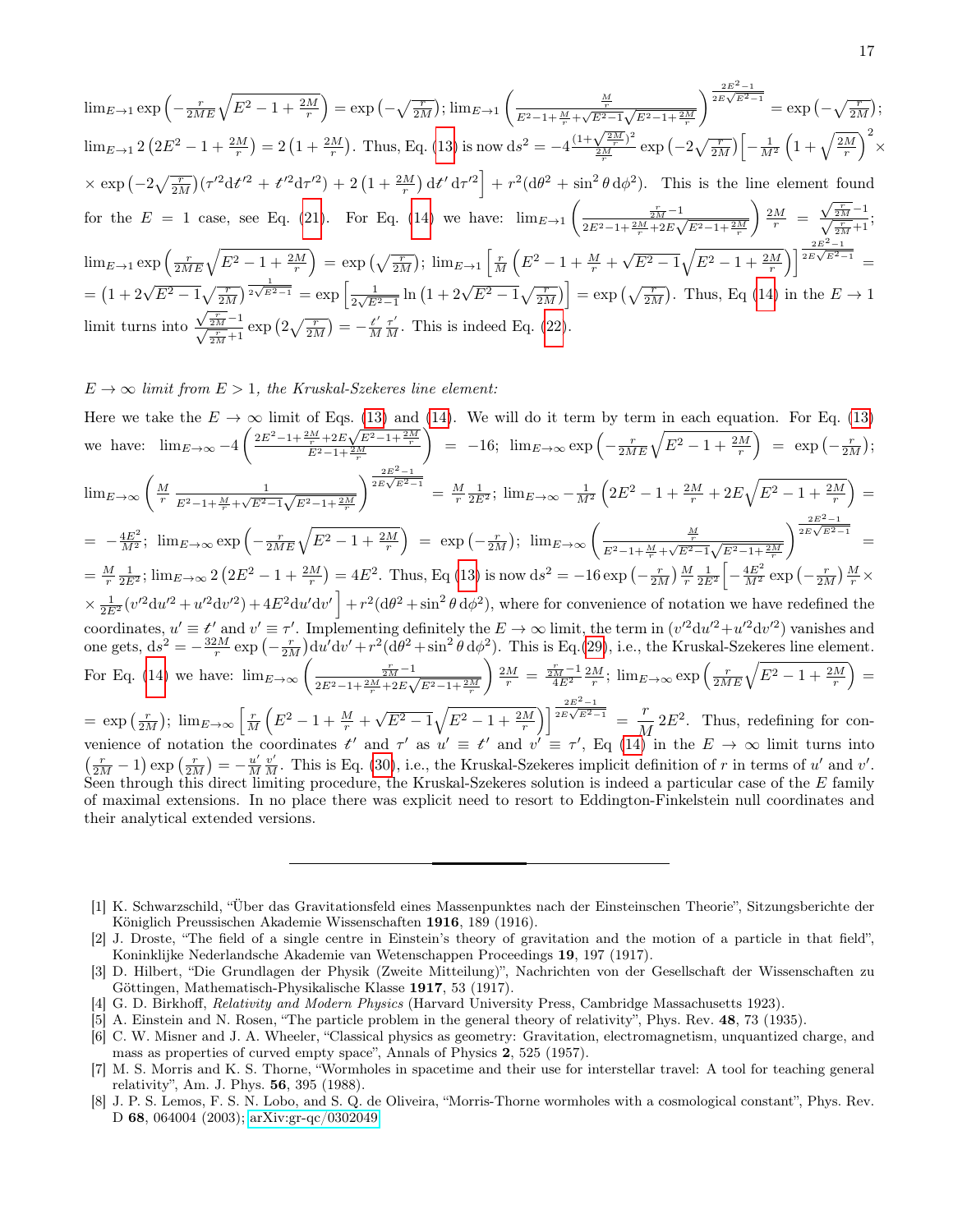$\lim_{E\to 1} \exp\left(-\frac{r}{2ME}\sqrt{E^2-1+\frac{2M}{r}}\right) = \exp\left(-\sqrt{\frac{r}{2M}}\right)$; $\lim_{E\to 1}\left(\frac{\frac{M}{r}}{E^2-1+\frac{M}{r}+\sqrt{E^2-1}\sqrt{E^2-1+\frac{2M}{r}}}\right)^{\frac{2E^2-1}{2E\sqrt{E^2-1}}} = \exp\left(-\sqrt{\frac{r}{2M}}\right)$; $\lim_{E\to 1} 2\left(2E^2-1+\frac{2M}{r}\right) = 2\left(1+\frac{2M}{r}\right)$. Thus, Eq. (13) is now $ds^2 = -4\frac{(1+\sqrt{\frac{2M}{r}})^2}{\frac{2M}{r}}\exp\left(-2\sqrt{\frac{r}{2M}}\right)\Big[-\frac{1}{M^2}\left(1+\sqrt{\frac{2M}{r}}\right)^2 \times$ $\times \exp\left(-2\sqrt{\frac{r}{2M}}\right)(\tau'^2 dt'^2 + t'^2 d\tau'^2) + 2\left(1+\frac{2M}{r}\right)dt'\,d\tau'^2\Big] + r^2(d\theta^2+\sin^2\theta\, d\phi^2)$. This is the line element found for the $E=1$ case, see Eq. (21). For Eq. (14) we have: $\lim_{E\to 1}\left(\frac{\frac{r}{2M}-1}{2E^2-1+\frac{2M}{r}+2E\sqrt{E^2-1+\frac{2M}{r}}}\right)\frac{2M}{r} = \frac{\sqrt{\frac{r}{2M}}-1}{\sqrt{\frac{r}{2M}}+1}$; $\lim_{E\to 1}\exp\left(\frac{r}{2ME}\sqrt{E^2-1+\frac{2M}{r}}\right) = \exp\left(\sqrt{\frac{r}{2M}}\right)$; $\lim_{E\to 1}\left[\frac{r}{M}\left(E^2-1+\frac{M}{r}+\sqrt{E^2-1}\sqrt{E^2-1+\frac{2M}{r}}\right)\right]^{\frac{2E^2-1}{2E\sqrt{E^2-1}}} =$ $= \left(1+2\sqrt{E^2-1}\sqrt{\frac{r}{2M}}\right)^{\frac{1}{2\sqrt{E^2-1}}} = \exp\left[\frac{1}{2\sqrt{E^2-1}}\ln\left(1+2\sqrt{E^2-1}\sqrt{\frac{r}{2M}}\right)\right] = \exp\left(\sqrt{\frac{r}{2M}}\right)$. Thus, Eq (14) in the $E\to 1$ limit turns into $\frac{\sqrt{\frac{r}{2M}}-1}{\sqrt{\frac{r}{2M}}+1}\exp\left(2\sqrt{\frac{r}{2M}}\right) = -\frac{t'}{M}\frac{\tau'}{M}$. This is indeed Eq. (22).

*$E\to\infty$ limit from $E>1$, the Kruskal-Szekeres line element:*

Here we take the $E\to\infty$ limit of Eqs. (13) and (14). We will do it term by term in each equation. For Eq. (13) we have: $\lim_{E\to\infty} -4\left(\frac{2E^2-1+\frac{2M}{r}+2E\sqrt{E^2-1+\frac{2M}{r}}}{E^2-1+\frac{2M}{r}}\right) = -16$; $\lim_{E\to\infty}\exp\left(-\frac{r}{2ME}\sqrt{E^2-1+\frac{2M}{r}}\right) = \exp\left(-\frac{r}{2M}\right)$; $\lim_{E\to\infty}\left(\frac{M}{r}\frac{1}{E^2-1+\frac{M}{r}+\sqrt{E^2-1}\sqrt{E^2-1+\frac{2M}{r}}}\right)^{\frac{2E^2-1}{2E\sqrt{E^2-1}}} = \frac{M}{r}\frac{1}{2E^2}$; $\lim_{E\to\infty} -\frac{1}{M^2}\left(2E^2-1+\frac{2M}{r}+2E\sqrt{E^2-1+\frac{2M}{r}}\right) =$ $= -\frac{4E^2}{M^2}$; $\lim_{E\to\infty}\exp\left(-\frac{r}{2ME}\sqrt{E^2-1+\frac{2M}{r}}\right) = \exp\left(-\frac{r}{2M}\right)$; $\lim_{E\to\infty}\left(\frac{\frac{M}{r}}{E^2-1+\frac{M}{r}+\sqrt{E^2-1}\sqrt{E^2-1+\frac{2M}{r}}}\right)^{\frac{2E^2-1}{2E\sqrt{E^2-1}}} =$ $= \frac{M}{r}\frac{1}{2E^2}$; $\lim_{E\to\infty} 2\left(2E^2-1+\frac{2M}{r}\right) = 4E^2$. Thus, Eq (13) is now $ds^2 = -16\exp\left(-\frac{r}{2M}\right)\frac{M}{r}\frac{1}{2E^2}\Big[-\frac{4E^2}{M^2}\exp\left(-\frac{r}{2M}\right)\frac{M}{r}\times$ $\times\frac{1}{2E^2}(v'^2du'^2+u'^2dv'^2)+4E^2du'dv'\Big] + r^2(d\theta^2+\sin^2\theta\,d\phi^2)$, where for convenience of notation we have redefined the coordinates, $u'\equiv t'$ and $v'\equiv\tau'$. Implementing definitely the $E\to\infty$ limit, the term in $(v'^2du'^2+u'^2dv'^2)$ vanishes and one gets, $ds^2 = -\frac{32M}{r}\exp\left(-\frac{r}{2M}\right)du'dv' + r^2(d\theta^2+\sin^2\theta\,d\phi^2)$. This is Eq.(29), i.e., the Kruskal-Szekeres line element. For Eq. (14) we have: $\lim_{E\to\infty}\left(\frac{\frac{r}{2M}-1}{2E^2-1+\frac{2M}{r}+2E\sqrt{E^2-1+\frac{2M}{r}}}\right)\frac{2M}{r} = \frac{\frac{r}{2M}-1}{4E^2}\frac{2M}{r}$; $\lim_{E\to\infty}\exp\left(\frac{r}{2ME}\sqrt{E^2-1+\frac{2M}{r}}\right) =$ $= \exp\left(\frac{r}{2M}\right)$; $\lim_{E\to\infty}\left[\frac{r}{M}\left(E^2-1+\frac{M}{r}+\sqrt{E^2-1}\sqrt{E^2-1+\frac{2M}{r}}\right)\right]^{\frac{2E^2-1}{2E\sqrt{E^2-1}}} = \frac{r}{M}2E^2$. Thus, redefining for convenience of notation the coordinates $t'$ and $\tau'$ as $u'\equiv t'$ and $v'\equiv\tau'$, Eq (14) in the $E\to\infty$ limit turns into $\left(\frac{r}{2M}-1\right)\exp\left(\frac{r}{2M}\right) = -\frac{u'}{M}\frac{v'}{M}$. This is Eq. (30), i.e., the Kruskal-Szekeres implicit definition of $r$ in terms of $u'$ and $v'$. Seen through this direct limiting procedure, the Kruskal-Szekeres solution is indeed a particular case of the $E$ family of maximal extensions. In no place there was explicit need to resort to Eddington-Finkelstein null coordinates and their analytical extended versions.

---

[1] K. Schwarzschild, "Über das Gravitationsfeld eines Massenpunktes nach der Einsteinschen Theorie", Sitzungsberichte der Königlich Preussischen Akademie Wissenschaften **1916**, 189 (1916).

[2] J. Droste, "The field of a single centre in Einstein's theory of gravitation and the motion of a particle in that field", Koninklijke Nederlandsche Akademie van Wetenschappen Proceedings **19**, 197 (1917).

[3] D. Hilbert, "Die Grundlagen der Physik (Zweite Mitteilung)", Nachrichten von der Gesellschaft der Wissenschaften zu Göttingen, Mathematisch-Physikalische Klasse **1917**, 53 (1917).

[4] G. D. Birkhoff, *Relativity and Modern Physics* (Harvard University Press, Cambridge Massachusetts 1923).

[5] A. Einstein and N. Rosen, "The particle problem in the general theory of relativity", Phys. Rev. **48**, 73 (1935).

[6] C. W. Misner and J. A. Wheeler, "Classical physics as geometry: Gravitation, electromagnetism, unquantized charge, and mass as properties of curved empty space", Annals of Physics **2**, 525 (1957).

[7] M. S. Morris and K. S. Thorne, "Wormholes in spacetime and their use for interstellar travel: A tool for teaching general relativity", Am. J. Phys. **56**, 395 (1988).

[8] J. P. S. Lemos, F. S. N. Lobo, and S. Q. de Oliveira, "Morris-Thorne wormholes with a cosmological constant", Phys. Rev. D **68**, 064004 (2003); arXiv:gr-qc/0302049.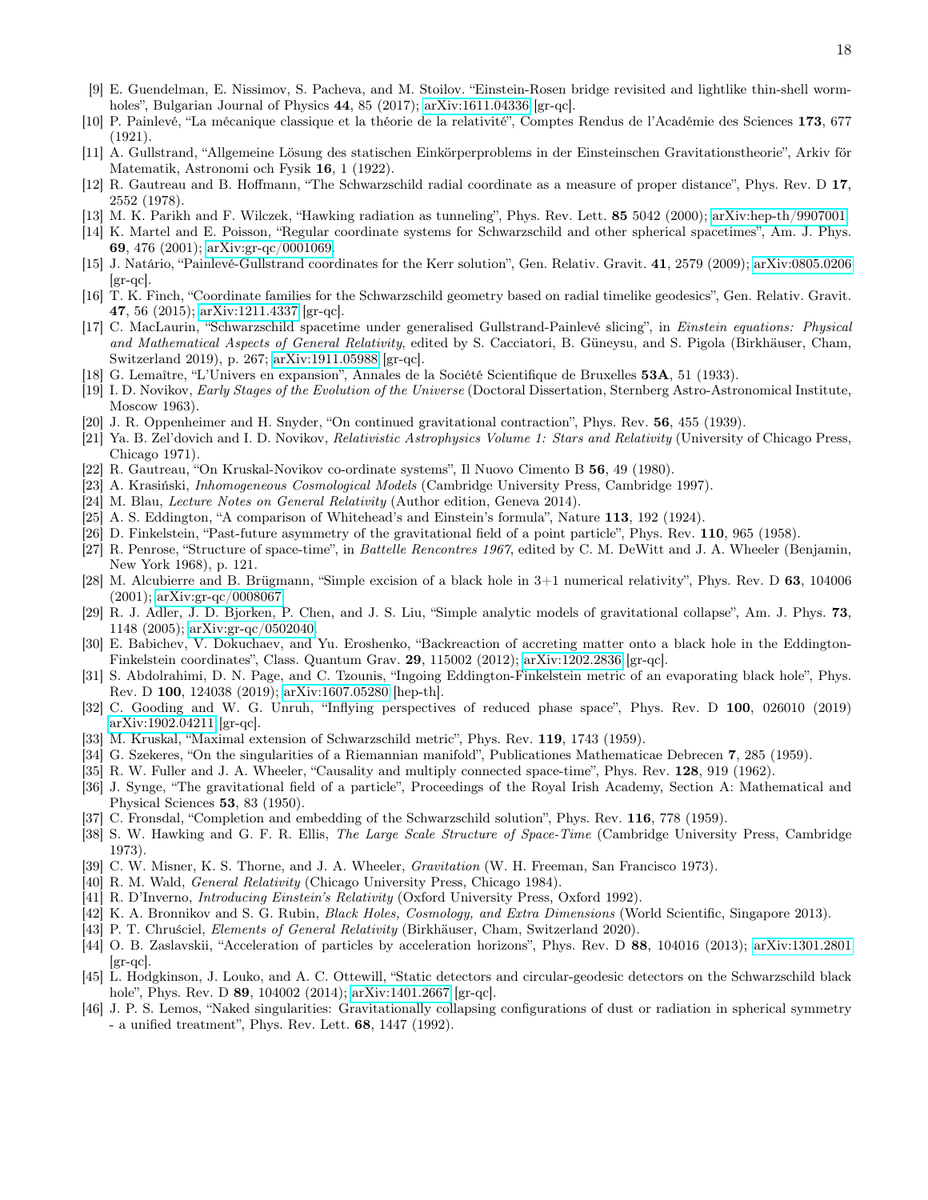[9] E. Guendelman, E. Nissimov, S. Pacheva, and M. Stoilov. "Einstein-Rosen bridge revisited and lightlike thin-shell wormholes", Bulgarian Journal of Physics **44**, 85 (2017); arXiv:1611.04336 [gr-qc].

[10] P. Painlevé, "La mécanique classique et la théorie de la relativité", Comptes Rendus de l'Académie des Sciences **173**, 677 (1921).

[11] A. Gullstrand, "Allgemeine Lösung des statischen Einkörperproblems in der Einsteinschen Gravitationstheorie", Arkiv för Matematik, Astronomi och Fysik **16**, 1 (1922).

[12] R. Gautreau and B. Hoffmann, "The Schwarzschild radial coordinate as a measure of proper distance", Phys. Rev. D **17**, 2552 (1978).

[13] M. K. Parikh and F. Wilczek, "Hawking radiation as tunneling", Phys. Rev. Lett. **85** 5042 (2000); arXiv:hep-th/9907001.

[14] K. Martel and E. Poisson, "Regular coordinate systems for Schwarzschild and other spherical spacetimes", Am. J. Phys. **69**, 476 (2001); arXiv:gr-qc/0001069.

[15] J. Natário, "Painlevé-Gullstrand coordinates for the Kerr solution", Gen. Relativ. Gravit. **41**, 2579 (2009); arXiv:0805.0206 [gr-qc].

[16] T. K. Finch, "Coordinate families for the Schwarzschild geometry based on radial timelike geodesics", Gen. Relativ. Gravit. **47**, 56 (2015); arXiv:1211.4337 [gr-qc].

[17] C. MacLaurin, "Schwarzschild spacetime under generalised Gullstrand-Painlevé slicing", in *Einstein equations: Physical and Mathematical Aspects of General Relativity*, edited by S. Cacciatori, B. Güneysu, and S. Pigola (Birkhäuser, Cham, Switzerland 2019), p. 267; arXiv:1911.05988 [gr-qc].

[18] G. Lemaître, "L'Univers en expansion", Annales de la Société Scientifique de Bruxelles **53A**, 51 (1933).

[19] I. D. Novikov, *Early Stages of the Evolution of the Universe* (Doctoral Dissertation, Sternberg Astro-Astronomical Institute, Moscow 1963).

[20] J. R. Oppenheimer and H. Snyder, "On continued gravitational contraction", Phys. Rev. **56**, 455 (1939).

[21] Ya. B. Zel'dovich and I. D. Novikov, *Relativistic Astrophysics Volume 1: Stars and Relativity* (University of Chicago Press, Chicago 1971).

[22] R. Gautreau, "On Kruskal-Novikov co-ordinate systems", Il Nuovo Cimento B **56**, 49 (1980).

[23] A. Krasiński, *Inhomogeneous Cosmological Models* (Cambridge University Press, Cambridge 1997).

[24] M. Blau, *Lecture Notes on General Relativity* (Author edition, Geneva 2014).

[25] A. S. Eddington, "A comparison of Whitehead's and Einstein's formula", Nature **113**, 192 (1924).

[26] D. Finkelstein, "Past-future asymmetry of the gravitational field of a point particle", Phys. Rev. **110**, 965 (1958).

[27] R. Penrose, "Structure of space-time", in *Battelle Rencontres 1967*, edited by C. M. DeWitt and J. A. Wheeler (Benjamin, New York 1968), p. 121.

[28] M. Alcubierre and B. Brügmann, "Simple excision of a black hole in 3+1 numerical relativity", Phys. Rev. D **63**, 104006 (2001); arXiv:gr-qc/0008067.

[29] R. J. Adler, J. D. Bjorken, P. Chen, and J. S. Liu, "Simple analytic models of gravitational collapse", Am. J. Phys. **73**, 1148 (2005); arXiv:gr-qc/0502040.

[30] E. Babichev, V. Dokuchaev, and Yu. Eroshenko, "Backreaction of accreting matter onto a black hole in the Eddington-Finkelstein coordinates", Class. Quantum Grav. **29**, 115002 (2012); arXiv:1202.2836 [gr-qc].

[31] S. Abdolrahimi, D. N. Page, and C. Tzounis, "Ingoing Eddington-Finkelstein metric of an evaporating black hole", Phys. Rev. D **100**, 124038 (2019); arXiv:1607.05280 [hep-th].

[32] C. Gooding and W. G. Unruh, "Inflying perspectives of reduced phase space", Phys. Rev. D **100**, 026010 (2019) arXiv:1902.04211 [gr-qc].

[33] M. Kruskal, "Maximal extension of Schwarzschild metric", Phys. Rev. **119**, 1743 (1959).

[34] G. Szekeres, "On the singularities of a Riemannian manifold", Publicationes Mathematicae Debrecen **7**, 285 (1959).

[35] R. W. Fuller and J. A. Wheeler, "Causality and multiply connected space-time", Phys. Rev. **128**, 919 (1962).

[36] J. Synge, "The gravitational field of a particle", Proceedings of the Royal Irish Academy, Section A: Mathematical and Physical Sciences **53**, 83 (1950).

[37] C. Fronsdal, "Completion and embedding of the Schwarzschild solution", Phys. Rev. **116**, 778 (1959).

[38] S. W. Hawking and G. F. R. Ellis, *The Large Scale Structure of Space-Time* (Cambridge University Press, Cambridge 1973).

[39] C. W. Misner, K. S. Thorne, and J. A. Wheeler, *Gravitation* (W. H. Freeman, San Francisco 1973).

[40] R. M. Wald, *General Relativity* (Chicago University Press, Chicago 1984).

[41] R. D'Inverno, *Introducing Einstein's Relativity* (Oxford University Press, Oxford 1992).

[42] K. A. Bronnikov and S. G. Rubin, *Black Holes, Cosmology, and Extra Dimensions* (World Scientific, Singapore 2013).

[43] P. T. Chruściel, *Elements of General Relativity* (Birkhäuser, Cham, Switzerland 2020).

[44] O. B. Zaslavskii, "Acceleration of particles by acceleration horizons", Phys. Rev. D **88**, 104016 (2013); arXiv:1301.2801 [gr-qc].

[45] L. Hodgkinson, J. Louko, and A. C. Ottewill, "Static detectors and circular-geodesic detectors on the Schwarzschild black hole", Phys. Rev. D **89**, 104002 (2014); arXiv:1401.2667 [gr-qc].

[46] J. P. S. Lemos, "Naked singularities: Gravitationally collapsing configurations of dust or radiation in spherical symmetry - a unified treatment", Phys. Rev. Lett. **68**, 1447 (1992).